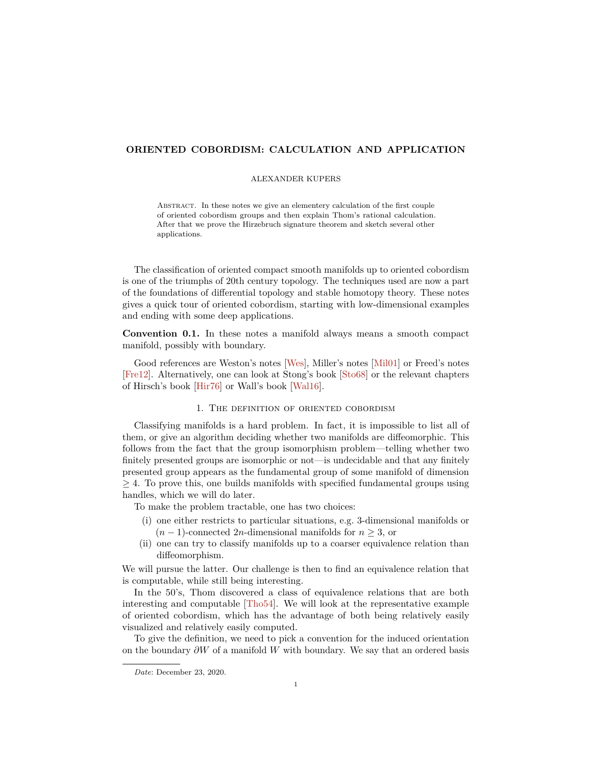# ORIENTED COBORDISM: CALCULATION AND APPLICATION

ALEXANDER KUPERS

Abstract. In these notes we give an elementery calculation of the first couple of oriented cobordism groups and then explain Thom's rational calculation. After that we prove the Hirzebruch signature theorem and sketch several other applications.

The classification of oriented compact smooth manifolds up to oriented cobordism is one of the triumphs of 20th century topology. The techniques used are now a part of the foundations of differential topology and stable homotopy theory. These notes gives a quick tour of oriented cobordism, starting with low-dimensional examples and ending with some deep applications.

**Convention 0.1.** In these notes a manifold always means a smooth compact manifold, possibly with boundary.

Good references are Weston's notes [Wes], Miller's notes [Mil01] or Freed's notes [Fre12]. Alternatively, one can look at Stong's book [Sto68] or the relevant chapters of Hirsch's book [Hir76] or Wall's book [Wal16].

## 1. The definition of oriented cobordism

Classifying manifolds is a hard problem. In fact, it is impossible to list all of them, or give an algorithm deciding whether two manifolds are diffeomorphic. This follows from the fact that the group isomorphism problem—telling whether two finitely presented groups are isomorphic or not—is undecidable and that any finitely presented group appears as the fundamental group of some manifold of dimension $\geq 4$. To prove this, one builds manifolds with specified fundamental groups using handles, which we will do later.

To make the problem tractable, one has two choices:

(i) one either restricts to particular situations, e.g. 3-dimensional manifolds or $(n-1)$-connected $2n$-dimensional manifolds for $n \geq 3$, or
(ii) one can try to classify manifolds up to a coarser equivalence relation than diffeomorphism.

We will pursue the latter. Our challenge is then to find an equivalence relation that is computable, while still being interesting.

In the 50's, Thom discovered a class of equivalence relations that are both interesting and computable [Tho54]. We will look at the representative example of oriented cobordism, which has the advantage of both being relatively easily visualized and relatively easily computed.

To give the definition, we need to pick a convention for the induced orientation on the boundary $\partial W$ of a manifold $W$ with boundary. We say that an ordered basis

*Date*: December 23, 2020.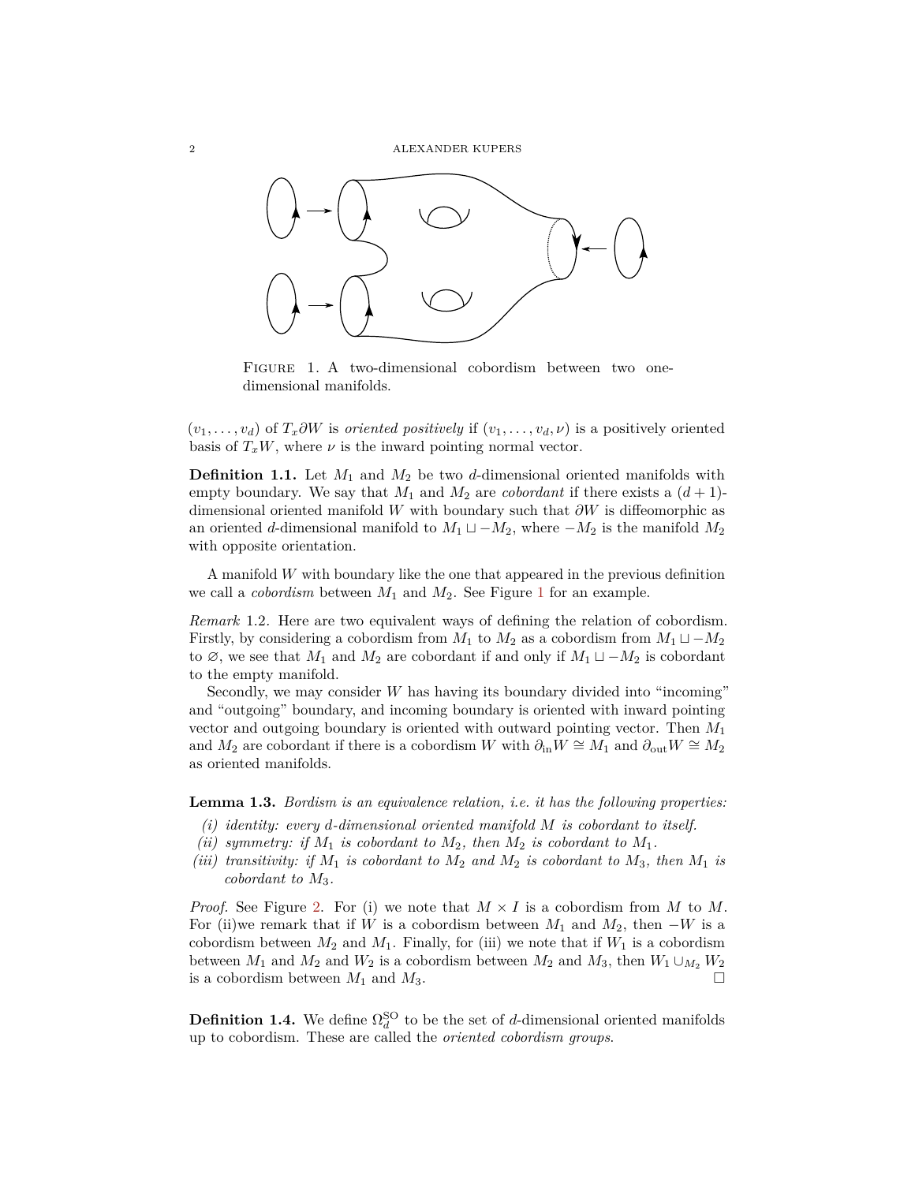FIGURE 1. A two-dimensional cobordism between two one-dimensional manifolds.

$(v_1, \ldots, v_d)$ of $T_x\partial W$ is *oriented positively* if $(v_1, \ldots, v_d, \nu)$ is a positively oriented basis of $T_xW$, where $\nu$ is the inward pointing normal vector.

**Definition 1.1.** Let $M_1$ and $M_2$ be two $d$-dimensional oriented manifolds with empty boundary. We say that $M_1$ and $M_2$ are *cobordant* if there exists a $(d+1)$-dimensional oriented manifold $W$ with boundary such that $\partial W$ is diffeomorphic as an oriented $d$-dimensional manifold to $M_1 \sqcup -M_2$, where $-M_2$ is the manifold $M_2$ with opposite orientation.

A manifold $W$ with boundary like the one that appeared in the previous definition we call a *cobordism* between $M_1$ and $M_2$. See Figure 1 for an example.

*Remark* 1.2. Here are two equivalent ways of defining the relation of cobordism. Firstly, by considering a cobordism from $M_1$ to $M_2$ as a cobordism from $M_1 \sqcup -M_2$ to $\varnothing$, we see that $M_1$ and $M_2$ are cobordant if and only if $M_1 \sqcup -M_2$ is cobordant to the empty manifold.

Secondly, we may consider $W$ has having its boundary divided into "incoming" and "outgoing" boundary, and incoming boundary is oriented with inward pointing vector and outgoing boundary is oriented with outward pointing vector. Then $M_1$ and $M_2$ are cobordant if there is a cobordism $W$ with $\partial_{\mathrm{in}} W \cong M_1$ and $\partial_{\mathrm{out}} W \cong M_2$ as oriented manifolds.

**Lemma 1.3.** *Bordism is an equivalence relation, i.e. it has the following properties:*

*(i) identity: every $d$-dimensional oriented manifold $M$ is cobordant to itself.*
*(ii) symmetry: if $M_1$ is cobordant to $M_2$, then $M_2$ is cobordant to $M_1$.*
*(iii) transitivity: if $M_1$ is cobordant to $M_2$ and $M_2$ is cobordant to $M_3$, then $M_1$ is cobordant to $M_3$.*

*Proof.* See Figure 2. For (i) we note that $M \times I$ is a cobordism from $M$ to $M$. For (ii)we remark that if $W$ is a cobordism between $M_1$ and $M_2$, then $-W$ is a cobordism between $M_2$ and $M_1$. Finally, for (iii) we note that if $W_1$ is a cobordism between $M_1$ and $M_2$ and $W_2$ is a cobordism between $M_2$ and $M_3$, then $W_1 \cup_{M_2} W_2$ is a cobordism between $M_1$ and $M_3$. $\square$

**Definition 1.4.** We define $\Omega_d^{\mathrm{SO}}$ to be the set of $d$-dimensional oriented manifolds up to cobordism. These are called the *oriented cobordism groups*.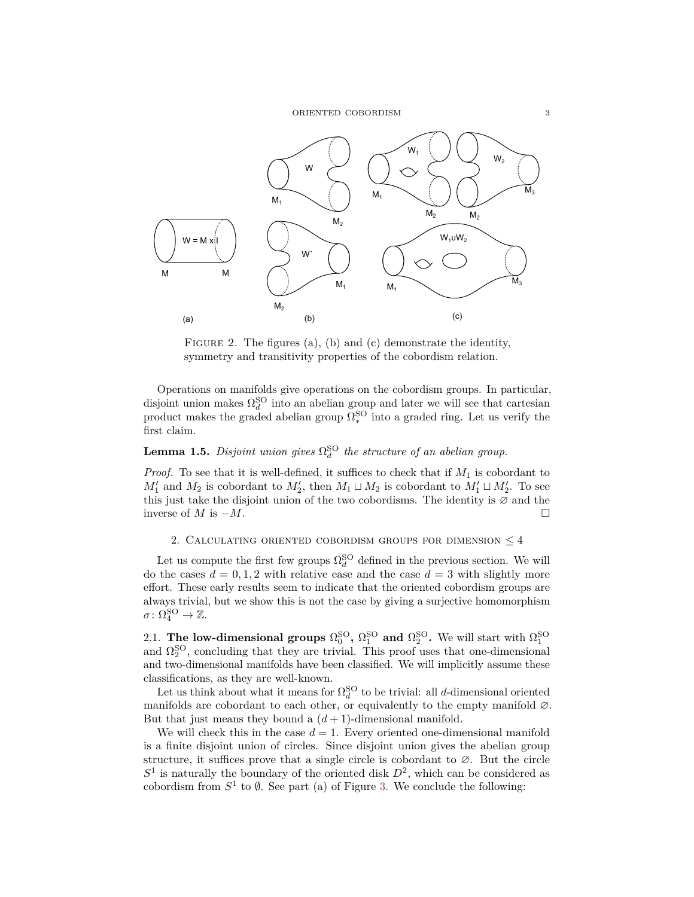FIGURE 2. The figures (a), (b) and (c) demonstrate the identity, symmetry and transitivity properties of the cobordism relation.

Operations on manifolds give operations on the cobordism groups. In particular, disjoint union makes $\Omega_d^{\mathrm{SO}}$ into an abelian group and later we will see that cartesian product makes the graded abelian group $\Omega_*^{\mathrm{SO}}$ into a graded ring. Let us verify the first claim.

**Lemma 1.5.** *Disjoint union gives $\Omega_d^{\mathrm{SO}}$ the structure of an abelian group.*

*Proof.* To see that it is well-defined, it suffices to check that if $M_1$ is cobordant to $M_1'$ and $M_2$ is cobordant to $M_2'$, then $M_1 \sqcup M_2$ is cobordant to $M_1' \sqcup M_2'$. To see this just take the disjoint union of the two cobordisms. The identity is $\varnothing$ and the inverse of $M$ is $-M$. □

## 2. Calculating oriented cobordism groups for dimension $\leq 4$

Let us compute the first few groups $\Omega_d^{\mathrm{SO}}$ defined in the previous section. We will do the cases $d = 0, 1, 2$ with relative ease and the case $d = 3$ with slightly more effort. These early results seem to indicate that the oriented cobordism groups are always trivial, but we show this is not the case by giving a surjective homomorphism $\sigma \colon \Omega_4^{\mathrm{SO}} \to \mathbb{Z}$.

### 2.1. The low-dimensional groups $\Omega_0^{\mathrm{SO}}$, $\Omega_1^{\mathrm{SO}}$ and $\Omega_2^{\mathrm{SO}}$.

We will start with $\Omega_1^{\mathrm{SO}}$ and $\Omega_2^{\mathrm{SO}}$, concluding that they are trivial. This proof uses that one-dimensional and two-dimensional manifolds have been classified. We will implicitly assume these classifications, as they are well-known.

Let us think about what it means for $\Omega_d^{\mathrm{SO}}$ to be trivial: all $d$-dimensional oriented manifolds are cobordant to each other, or equivalently to the empty manifold $\varnothing$. But that just means they bound a $(d+1)$-dimensional manifold.

We will check this in the case $d = 1$. Every oriented one-dimensional manifold is a finite disjoint union of circles. Since disjoint union gives the abelian group structure, it suffices prove that a single circle is cobordant to $\varnothing$. But the circle $S^1$ is naturally the boundary of the oriented disk $D^2$, which can be considered as cobordism from $S^1$ to $\emptyset$. See part (a) of Figure 3. We conclude the following: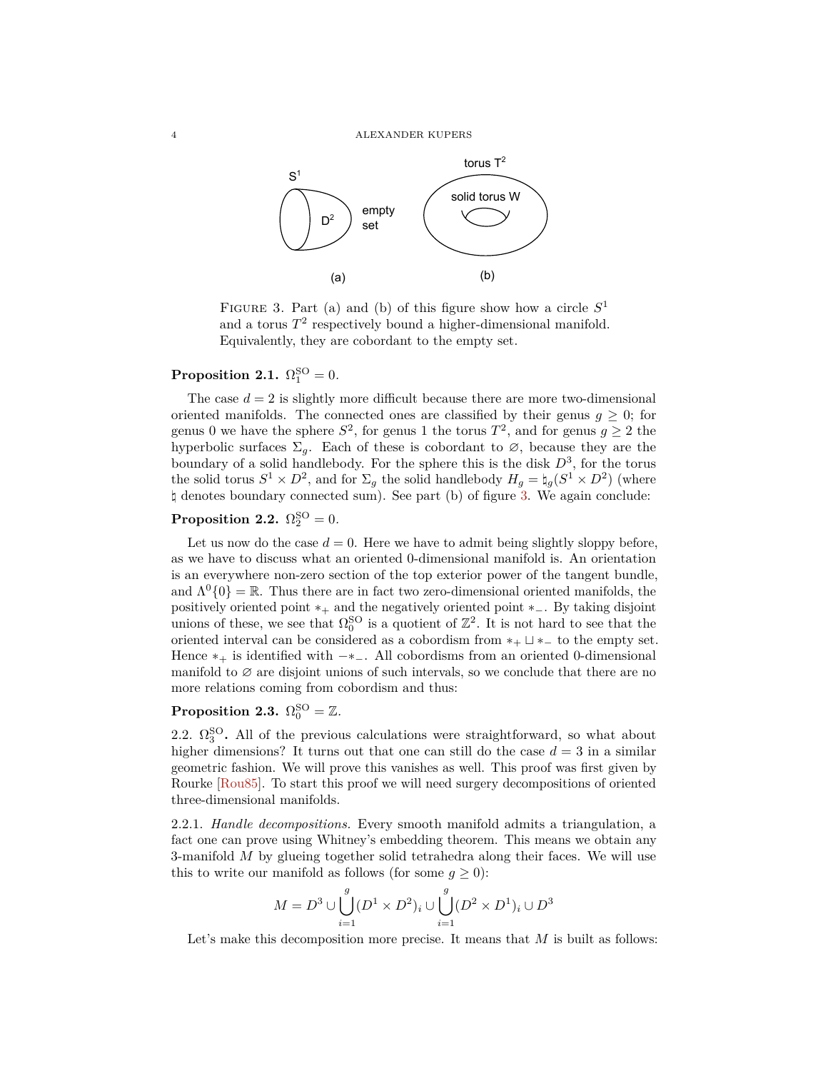FIGURE 3. Part (a) and (b) of this figure show how a circle $S^1$ and a torus $T^2$ respectively bound a higher-dimensional manifold. Equivalently, they are cobordant to the empty set.

**Proposition 2.1.** $\Omega_1^{\mathrm{SO}} = 0$.

The case $d = 2$ is slightly more difficult because there are more two-dimensional oriented manifolds. The connected ones are classified by their genus $g \geq 0$; for genus 0 we have the sphere $S^2$, for genus 1 the torus $T^2$, and for genus $g \geq 2$ the hyperbolic surfaces $\Sigma_g$. Each of these is cobordant to $\varnothing$, because they are the boundary of a solid handlebody. For the sphere this is the disk $D^3$, for the torus the solid torus $S^1 \times D^2$, and for $\Sigma_g$ the solid handlebody $H_g = \natural_g (S^1 \times D^2)$ (where $\natural$ denotes boundary connected sum). See part (b) of figure 3. We again conclude:

**Proposition 2.2.** $\Omega_2^{\mathrm{SO}} = 0$.

Let us now do the case $d = 0$. Here we have to admit being slightly sloppy before, as we have to discuss what an oriented 0-dimensional manifold is. An orientation is an everywhere non-zero section of the top exterior power of the tangent bundle, and $\Lambda^0\{0\} = \mathbb{R}$. Thus there are in fact two zero-dimensional oriented manifolds, the positively oriented point $*_+$ and the negatively oriented point $*_-$. By taking disjoint unions of these, we see that $\Omega_0^{\mathrm{SO}}$ is a quotient of $\mathbb{Z}^2$. It is not hard to see that the oriented interval can be considered as a cobordism from $*_+ \sqcup *_-$ to the empty set. Hence $*_+$ is identified with $-*_-$. All cobordisms from an oriented 0-dimensional manifold to $\varnothing$ are disjoint unions of such intervals, so we conclude that there are no more relations coming from cobordism and thus:

**Proposition 2.3.** $\Omega_0^{\mathrm{SO}} = \mathbb{Z}$.

2.2. $\Omega_3^{\mathrm{SO}}$**.** All of the previous calculations were straightforward, so what about higher dimensions? It turns out that one can still do the case $d = 3$ in a similar geometric fashion. We will prove this vanishes as well. This proof was first given by Rourke [Rou85]. To start this proof we will need surgery decompositions of oriented three-dimensional manifolds.

2.2.1. *Handle decompositions.* Every smooth manifold admits a triangulation, a fact one can prove using Whitney's embedding theorem. This means we obtain any 3-manifold $M$ by glueing together solid tetrahedra along their faces. We will use this to write our manifold as follows (for some $g \geq 0$):

$$M = D^3 \cup \bigcup_{i=1}^{g} (D^1 \times D^2)_i \cup \bigcup_{i=1}^{g} (D^2 \times D^1)_i \cup D^3$$

Let's make this decomposition more precise. It means that $M$ is built as follows: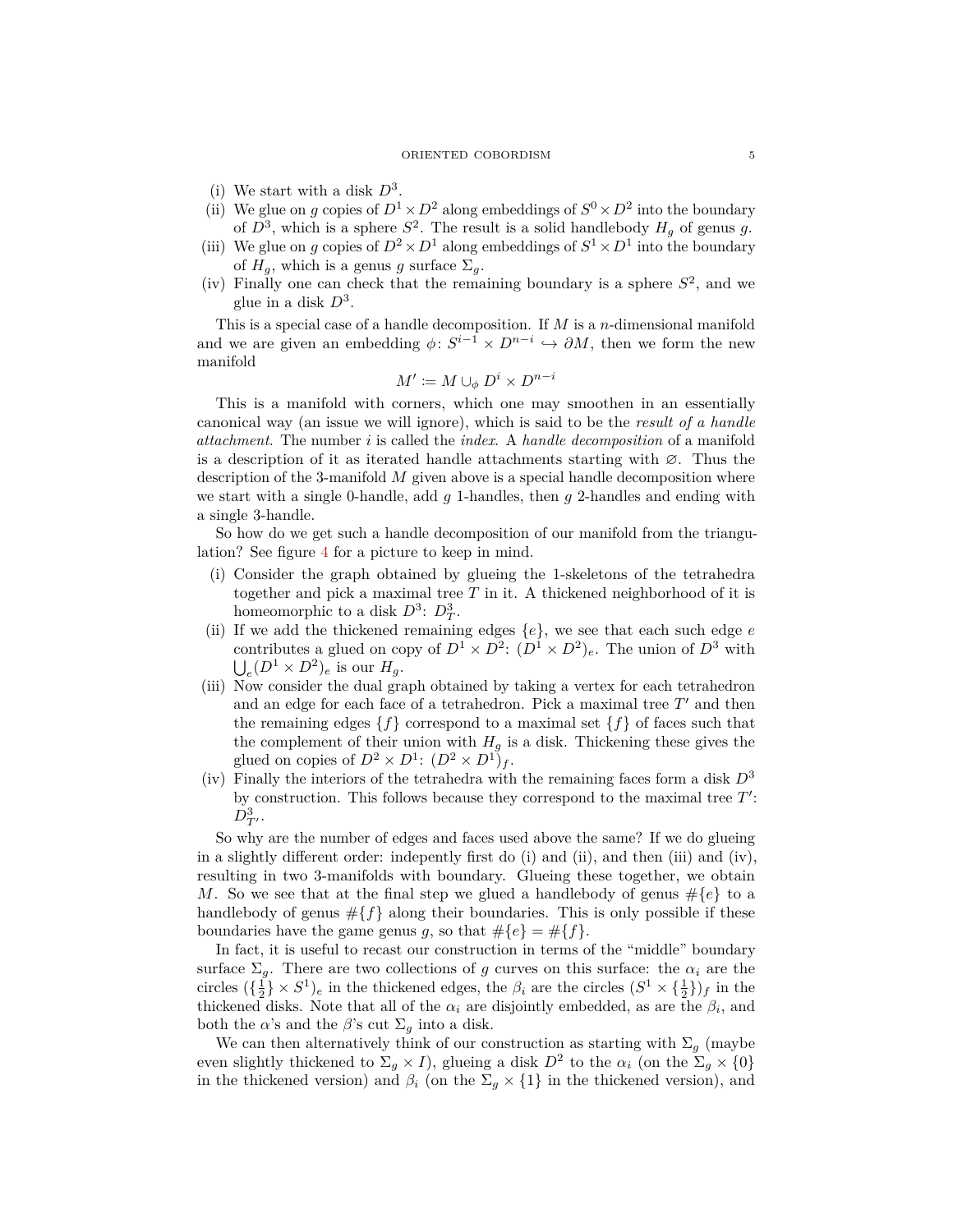(i) We start with a disk $D^3$.
(ii) We glue on $g$ copies of $D^1 \times D^2$ along embeddings of $S^0 \times D^2$ into the boundary of $D^3$, which is a sphere $S^2$. The result is a solid handlebody $H_g$ of genus $g$.
(iii) We glue on $g$ copies of $D^2 \times D^1$ along embeddings of $S^1 \times D^1$ into the boundary of $H_g$, which is a genus $g$ surface $\Sigma_g$.
(iv) Finally one can check that the remaining boundary is a sphere $S^2$, and we glue in a disk $D^3$.

This is a special case of a handle decomposition. If $M$ is a $n$-dimensional manifold and we are given an embedding $\phi \colon S^{i-1} \times D^{n-i} \hookrightarrow \partial M$, then we form the new manifold

$$M' \coloneqq M \cup_\phi D^i \times D^{n-i}$$

This is a manifold with corners, which one may smoothen in an essentially canonical way (an issue we will ignore), which is said to be the *result of a handle attachment*. The number $i$ is called the *index*. A *handle decomposition* of a manifold is a description of it as iterated handle attachments starting with $\varnothing$. Thus the description of the 3-manifold $M$ given above is a special handle decomposition where we start with a single 0-handle, add $g$ 1-handles, then $g$ 2-handles and ending with a single 3-handle.

So how do we get such a handle decomposition of our manifold from the triangulation? See figure 4 for a picture to keep in mind.

(i) Consider the graph obtained by glueing the 1-skeletons of the tetrahedra together and pick a maximal tree $T$ in it. A thickened neighborhood of it is homeomorphic to a disk $D^3$: $D^3_T$.
(ii) If we add the thickened remaining edges $\{e\}$, we see that each such edge $e$ contributes a glued on copy of $D^1 \times D^2$: $(D^1 \times D^2)_e$. The union of $D^3$ with $\bigcup_e (D^1 \times D^2)_e$ is our $H_g$.
(iii) Now consider the dual graph obtained by taking a vertex for each tetrahedron and an edge for each face of a tetrahedron. Pick a maximal tree $T'$ and then the remaining edges $\{f\}$ correspond to a maximal set $\{f\}$ of faces such that the complement of their union with $H_g$ is a disk. Thickening these gives the glued on copies of $D^2 \times D^1$: $(D^2 \times D^1)_f$.
(iv) Finally the interiors of the tetrahedra with the remaining faces form a disk $D^3$ by construction. This follows because they correspond to the maximal tree $T'$: $D^3_{T'}$.

So why are the number of edges and faces used above the same? If we do glueing in a slightly different order: indepently first do (i) and (ii), and then (iii) and (iv), resulting in two 3-manifolds with boundary. Glueing these together, we obtain $M$. So we see that at the final step we glued a handlebody of genus $\#\{e\}$ to a handlebody of genus $\#\{f\}$ along their boundaries. This is only possible if these boundaries have the game genus $g$, so that $\#\{e\} = \#\{f\}$.

In fact, it is useful to recast our construction in terms of the "middle" boundary surface $\Sigma_g$. There are two collections of $g$ curves on this surface: the $\alpha_i$ are the circles $(\{\frac{1}{2}\} \times S^1)_e$ in the thickened edges, the $\beta_i$ are the circles $(S^1 \times \{\frac{1}{2}\})_f$ in the thickened disks. Note that all of the $\alpha_i$ are disjointly embedded, as are the $\beta_i$, and both the $\alpha$'s and the $\beta$'s cut $\Sigma_g$ into a disk.

We can then alternatively think of our construction as starting with $\Sigma_g$ (maybe even slightly thickened to $\Sigma_g \times I$), glueing a disk $D^2$ to the $\alpha_i$ (on the $\Sigma_g \times \{0\}$ in the thickened version) and $\beta_i$ (on the $\Sigma_g \times \{1\}$ in the thickened version), and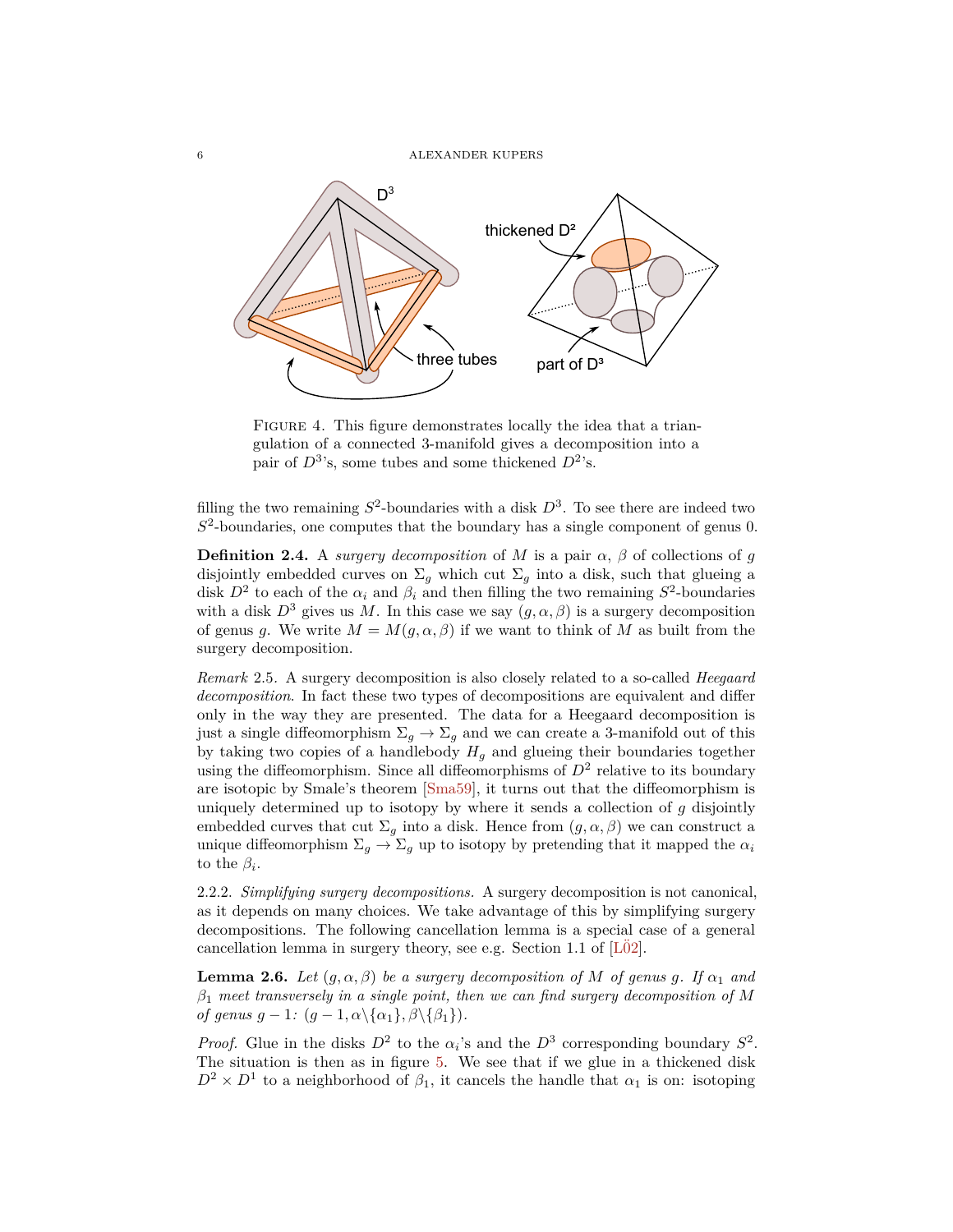FIGURE 4. This figure demonstrates locally the idea that a triangulation of a connected 3-manifold gives a decomposition into a pair of $D^3$'s, some tubes and some thickened $D^2$'s.

filling the two remaining $S^2$-boundaries with a disk $D^3$. To see there are indeed two $S^2$-boundaries, one computes that the boundary has a single component of genus 0.

**Definition 2.4.** A *surgery decomposition* of $M$ is a pair $\alpha$, $\beta$ of collections of $g$ disjointly embedded curves on $\Sigma_g$ which cut $\Sigma_g$ into a disk, such that glueing a disk $D^2$ to each of the $\alpha_i$ and $\beta_i$ and then filling the two remaining $S^2$-boundaries with a disk $D^3$ gives us $M$. In this case we say $(g, \alpha, \beta)$ is a surgery decomposition of genus $g$. We write $M = M(g, \alpha, \beta)$ if we want to think of $M$ as built from the surgery decomposition.

*Remark* 2.5. A surgery decomposition is also closely related to a so-called *Heegaard decomposition*. In fact these two types of decompositions are equivalent and differ only in the way they are presented. The data for a Heegaard decomposition is just a single diffeomorphism $\Sigma_g \to \Sigma_g$ and we can create a 3-manifold out of this by taking two copies of a handlebody $H_g$ and glueing their boundaries together using the diffeomorphism. Since all diffeomorphisms of $D^2$ relative to its boundary are isotopic by Smale's theorem [Sma59], it turns out that the diffeomorphism is uniquely determined up to isotopy by where it sends a collection of $g$ disjointly embedded curves that cut $\Sigma_g$ into a disk. Hence from $(g, \alpha, \beta)$ we can construct a unique diffeomorphism $\Sigma_g \to \Sigma_g$ up to isotopy by pretending that it mapped the $\alpha_i$ to the $\beta_i$.

2.2.2. *Simplifying surgery decompositions.* A surgery decomposition is not canonical, as it depends on many choices. We take advantage of this by simplifying surgery decompositions. The following cancellation lemma is a special case of a general cancellation lemma in surgery theory, see e.g. Section 1.1 of [Lü02].

**Lemma 2.6.** *Let $(g, \alpha, \beta)$ be a surgery decomposition of $M$ of genus $g$. If $\alpha_1$ and $\beta_1$ meet transversely in a single point, then we can find surgery decomposition of $M$ of genus $g-1$: $(g-1, \alpha \backslash \{\alpha_1\}, \beta \backslash \{\beta_1\})$.*

*Proof.* Glue in the disks $D^2$ to the $\alpha_i$'s and the $D^3$ corresponding boundary $S^2$. The situation is then as in figure 5. We see that if we glue in a thickened disk $D^2 \times D^1$ to a neighborhood of $\beta_1$, it cancels the handle that $\alpha_1$ is on: isotoping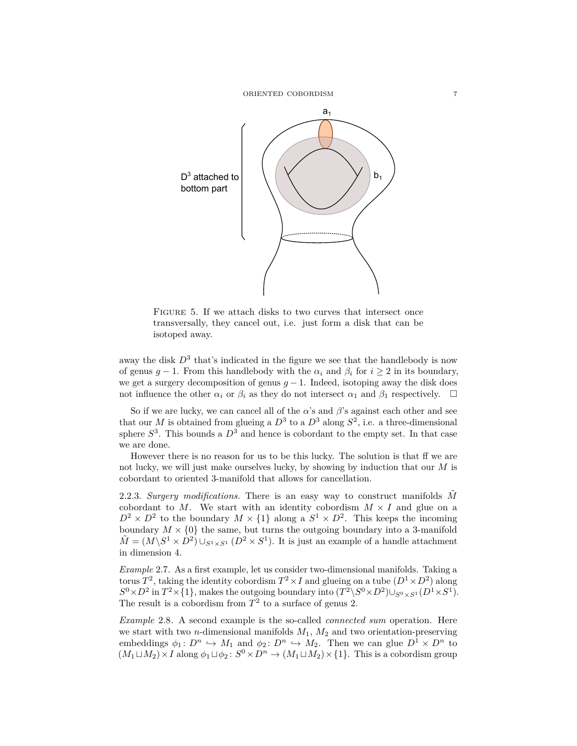FIGURE 5. If we attach disks to two curves that intersect once transversally, they cancel out, i.e. just form a disk that can be isotoped away.

away the disk $D^3$ that's indicated in the figure we see that the handlebody is now of genus $g-1$. From this handlebody with the $\alpha_i$ and $\beta_i$ for $i \geq 2$ in its boundary, we get a surgery decomposition of genus $g-1$. Indeed, isotoping away the disk does not influence the other $\alpha_i$ or $\beta_i$ as they do not intersect $\alpha_1$ and $\beta_1$ respectively. $\square$

So if we are lucky, we can cancel all of the $\alpha$'s and $\beta$'s against each other and see that our $M$ is obtained from glueing a $D^3$ to a $D^3$ along $S^2$, i.e. a three-dimensional sphere $S^3$. This bounds a $D^3$ and hence is cobordant to the empty set. In that case we are done.

However there is no reason for us to be this lucky. The solution is that ff we are not lucky, we will just make ourselves lucky, by showing by induction that our $M$ is cobordant to oriented 3-manifold that allows for cancellation.

2.2.3. *Surgery modifications.* There is an easy way to construct manifolds $\tilde{M}$ cobordant to $M$. We start with an identity cobordism $M \times I$ and glue on a $D^2 \times D^2$ to the boundary $M \times \{1\}$ along a $S^1 \times D^2$. This keeps the incoming boundary $M \times \{0\}$ the same, but turns the outgoing boundary into a 3-manifold $\tilde{M} = (M \backslash S^1 \times D^2) \cup_{S^1 \times S^1} (D^2 \times S^1)$. It is just an example of a handle attachment in dimension 4.

*Example* 2.7. As a first example, let us consider two-dimensional manifolds. Taking a torus $T^2$, taking the identity cobordism $T^2 \times I$ and glueing on a tube $(D^1 \times D^2)$ along $S^0 \times D^2$ in $T^2 \times \{1\}$, makes the outgoing boundary into $(T^2 \backslash S^0 \times D^2) \cup_{S^0 \times S^1} (D^1 \times S^1)$. The result is a cobordism from $T^2$ to a surface of genus 2.

*Example* 2.8. A second example is the so-called *connected sum* operation. Here we start with two $n$-dimensional manifolds $M_1$, $M_2$ and two orientation-preserving embeddings $\phi_1 \colon D^n \hookrightarrow M_1$ and $\phi_2 \colon D^n \hookrightarrow M_2$. Then we can glue $D^1 \times D^n$ to $(M_1 \sqcup M_2) \times I$ along $\phi_1 \sqcup \phi_2 \colon S^0 \times D^n \to (M_1 \sqcup M_2) \times \{1\}$. This is a cobordism group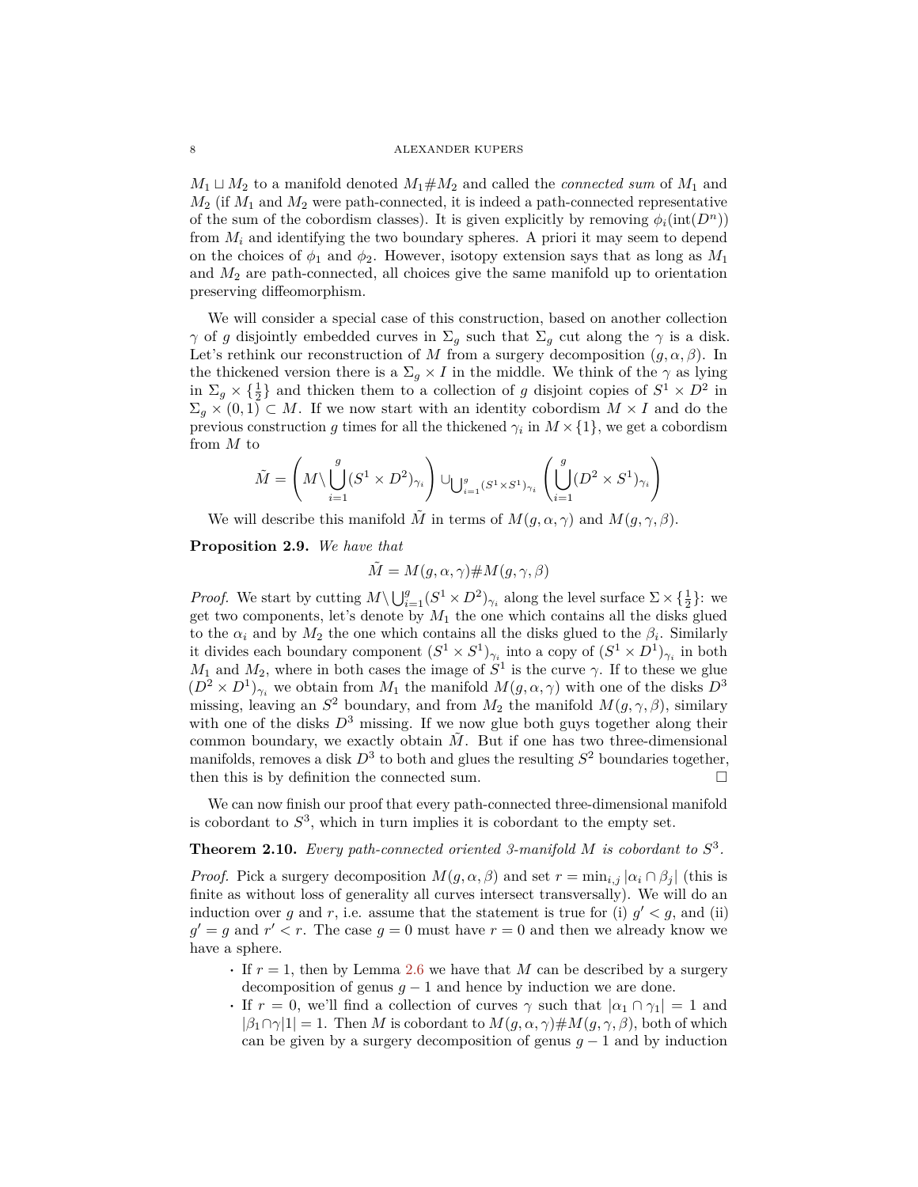$M_1 \sqcup M_2$ to a manifold denoted $M_1 \# M_2$ and called the *connected sum* of $M_1$ and $M_2$ (if $M_1$ and $M_2$ were path-connected, it is indeed a path-connected representative of the sum of the cobordism classes). It is given explicitly by removing $\phi_i(\text{int}(D^n))$ from $M_i$ and identifying the two boundary spheres. A priori it may seem to depend on the choices of $\phi_1$ and $\phi_2$. However, isotopy extension says that as long as $M_1$ and $M_2$ are path-connected, all choices give the same manifold up to orientation preserving diffeomorphism.

We will consider a special case of this construction, based on another collection $\gamma$ of $g$ disjointly embedded curves in $\Sigma_g$ such that $\Sigma_g$ cut along the $\gamma$ is a disk. Let's rethink our reconstruction of $M$ from a surgery decomposition $(g, \alpha, \beta)$. In the thickened version there is a $\Sigma_g \times I$ in the middle. We think of the $\gamma$ as lying in $\Sigma_g \times \{\frac{1}{2}\}$ and thicken them to a collection of $g$ disjoint copies of $S^1 \times D^2$ in $\Sigma_g \times (0,1) \subset M$. If we now start with an identity cobordism $M \times I$ and do the previous construction $g$ times for all the thickened $\gamma_i$ in $M \times \{1\}$, we get a cobordism from $M$ to

$$\tilde{M} = \left( M \backslash \bigcup_{i=1}^{g} (S^1 \times D^2)_{\gamma_i} \right) \cup_{\bigcup_{i=1}^{g} (S^1 \times S^1)_{\gamma_i}} \left( \bigcup_{i=1}^{g} (D^2 \times S^1)_{\gamma_i} \right)$$

We will describe this manifold $\tilde{M}$ in terms of $M(g, \alpha, \gamma)$ and $M(g, \gamma, \beta)$.

**Proposition 2.9.** *We have that*

$$\tilde{M} = M(g, \alpha, \gamma) \# M(g, \gamma, \beta)$$

*Proof.* We start by cutting $M \backslash \bigcup_{i=1}^{g} (S^1 \times D^2)_{\gamma_i}$ along the level surface $\Sigma \times \{\frac{1}{2}\}$: we get two components, let's denote by $M_1$ the one which contains all the disks glued to the $\alpha_i$ and by $M_2$ the one which contains all the disks glued to the $\beta_i$. Similarly it divides each boundary component $(S^1 \times S^1)_{\gamma_i}$ into a copy of $(S^1 \times D^1)_{\gamma_i}$ in both $M_1$ and $M_2$, where in both cases the image of $S^1$ is the curve $\gamma$. If to these we glue $(D^2 \times D^1)_{\gamma_i}$ we obtain from $M_1$ the manifold $M(g, \alpha, \gamma)$ with one of the disks $D^3$ missing, leaving an $S^2$ boundary, and from $M_2$ the manifold $M(g, \gamma, \beta)$, similary with one of the disks $D^3$ missing. If we now glue both guys together along their common boundary, we exactly obtain $\tilde{M}$. But if one has two three-dimensional manifolds, removes a disk $D^3$ to both and glues the resulting $S^2$ boundaries together, then this is by definition the connected sum. □

We can now finish our proof that every path-connected three-dimensional manifold is cobordant to $S^3$, which in turn implies it is cobordant to the empty set.

**Theorem 2.10.** *Every path-connected oriented 3-manifold $M$ is cobordant to $S^3$.*

*Proof.* Pick a surgery decomposition $M(g, \alpha, \beta)$ and set $r = \min_{i,j} |\alpha_i \cap \beta_j|$ (this is finite as without loss of generality all curves intersect transversally). We will do an induction over $g$ and $r$, i.e. assume that the statement is true for (i) $g' < g$, and (ii) $g' = g$ and $r' < r$. The case $g = 0$ must have $r = 0$ and then we already know we have a sphere.

- If $r = 1$, then by Lemma 2.6 we have that $M$ can be described by a surgery decomposition of genus $g - 1$ and hence by induction we are done.
- If $r = 0$, we'll find a collection of curves $\gamma$ such that $|\alpha_1 \cap \gamma_1| = 1$ and $|\beta_1 \cap \gamma|1| = 1$. Then $M$ is cobordant to $M(g, \alpha, \gamma) \# M(g, \gamma, \beta)$, both of which can be given by a surgery decomposition of genus $g - 1$ and by induction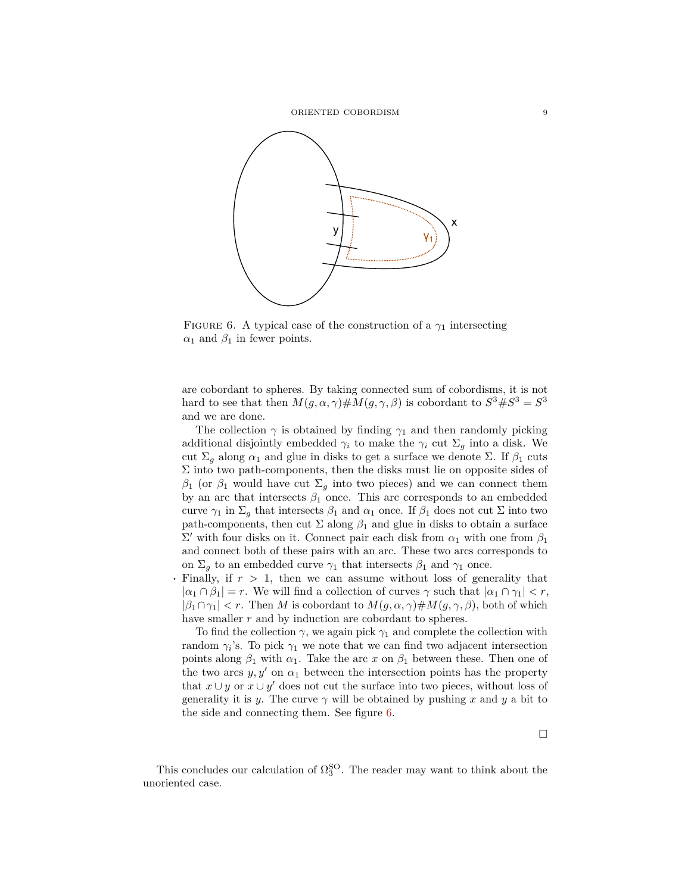FIGURE 6. A typical case of the construction of a $\gamma_1$ intersecting $\alpha_1$ and $\beta_1$ in fewer points.

are cobordant to spheres. By taking connected sum of cobordisms, it is not hard to see that then $M(g, \alpha, \gamma) \# M(g, \gamma, \beta)$ is cobordant to $S^3 \# S^3 = S^3$ and we are done.

The collection $\gamma$ is obtained by finding $\gamma_1$ and then randomly picking additional disjointly embedded $\gamma_i$ to make the $\gamma_i$ cut $\Sigma_g$ into a disk. We cut $\Sigma_g$ along $\alpha_1$ and glue in disks to get a surface we denote $\Sigma$. If $\beta_1$ cuts $\Sigma$ into two path-components, then the disks must lie on opposite sides of $\beta_1$ (or $\beta_1$ would have cut $\Sigma_g$ into two pieces) and we can connect them by an arc that intersects $\beta_1$ once. This arc corresponds to an embedded curve $\gamma_1$ in $\Sigma_g$ that intersects $\beta_1$ and $\alpha_1$ once. If $\beta_1$ does not cut $\Sigma$ into two path-components, then cut $\Sigma$ along $\beta_1$ and glue in disks to obtain a surface $\Sigma'$ with four disks on it. Connect pair each disk from $\alpha_1$ with one from $\beta_1$ and connect both of these pairs with an arc. These two arcs corresponds to on $\Sigma_g$ to an embedded curve $\gamma_1$ that intersects $\beta_1$ and $\gamma_1$ once.

- Finally, if $r > 1$, then we can assume without loss of generality that $|\alpha_1 \cap \beta_1| = r$. We will find a collection of curves $\gamma$ such that $|\alpha_1 \cap \gamma_1| < r$, $|\beta_1 \cap \gamma_1| < r$. Then $M$ is cobordant to $M(g, \alpha, \gamma) \# M(g, \gamma, \beta)$, both of which have smaller $r$ and by induction are cobordant to spheres.

  To find the collection $\gamma$, we again pick $\gamma_1$ and complete the collection with random $\gamma_i$'s. To pick $\gamma_1$ we note that we can find two adjacent intersection points along $\beta_1$ with $\alpha_1$. Take the arc $x$ on $\beta_1$ between these. Then one of the two arcs $y, y'$ on $\alpha_1$ between the intersection points has the property that $x \cup y$ or $x \cup y'$ does not cut the surface into two pieces, without loss of generality it is $y$. The curve $\gamma$ will be obtained by pushing $x$ and $y$ a bit to the side and connecting them. See figure 6.

□

This concludes our calculation of $\Omega_3^{\text{SO}}$. The reader may want to think about the unoriented case.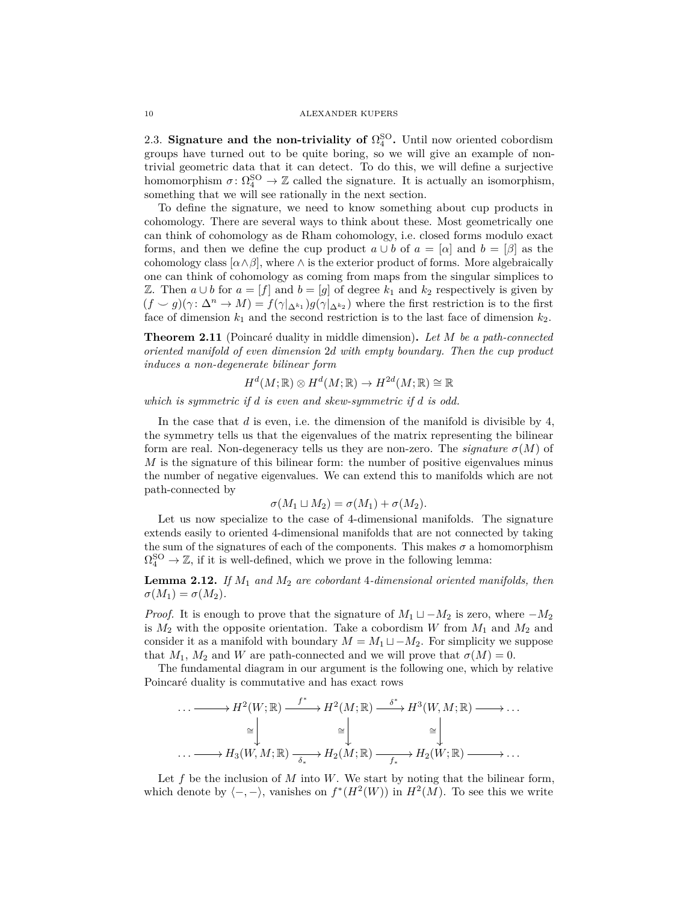### 2.3. **Signature and the non-triviality of $\Omega_4^{\mathrm{SO}}$.**

Until now oriented cobordism groups have turned out to be quite boring, so we will give an example of non-trivial geometric data that it can detect. To do this, we will define a surjective homomorphism $\sigma\colon \Omega_4^{\mathrm{SO}} \to \mathbb{Z}$ called the signature. It is actually an isomorphism, something that we will see rationally in the next section.

To define the signature, we need to know something about cup products in cohomology. There are several ways to think about these. Most geometrically one can think of cohomology as de Rham cohomology, i.e. closed forms modulo exact forms, and then we define the cup product $a \cup b$ of $a = [\alpha]$ and $b = [\beta]$ as the cohomology class $[\alpha \wedge \beta]$, where $\wedge$ is the exterior product of forms. More algebraically one can think of cohomology as coming from maps from the singular simplices to $\mathbb{Z}$. Then $a \cup b$ for $a = [f]$ and $b = [g]$ of degree $k_1$ and $k_2$ respectively is given by $(f \smile g)(\gamma\colon \Delta^n \to M) = f(\gamma|_{\Delta^{k_1}})g(\gamma|_{\Delta^{k_2}})$ where the first restriction is to the first face of dimension $k_1$ and the second restriction is to the last face of dimension $k_2$.

**Theorem 2.11** (Poincaré duality in middle dimension)**.** *Let $M$ be a path-connected oriented manifold of even dimension $2d$ with empty boundary. Then the cup product induces a non-degenerate bilinear form*

$$H^d(M;\mathbb{R}) \otimes H^d(M;\mathbb{R}) \to H^{2d}(M;\mathbb{R}) \cong \mathbb{R}$$

*which is symmetric if $d$ is even and skew-symmetric if $d$ is odd.*

In the case that $d$ is even, i.e. the dimension of the manifold is divisible by 4, the symmetry tells us that the eigenvalues of the matrix representing the bilinear form are real. Non-degeneracy tells us they are non-zero. The *signature* $\sigma(M)$ of $M$ is the signature of this bilinear form: the number of positive eigenvalues minus the number of negative eigenvalues. We can extend this to manifolds which are not path-connected by

$$\sigma(M_1 \sqcup M_2) = \sigma(M_1) + \sigma(M_2).$$

Let us now specialize to the case of 4-dimensional manifolds. The signature extends easily to oriented 4-dimensional manifolds that are not connected by taking the sum of the signatures of each of the components. This makes $\sigma$ a homomorphism $\Omega_4^{\mathrm{SO}} \to \mathbb{Z}$, if it is well-defined, which we prove in the following lemma:

**Lemma 2.12.** *If $M_1$ and $M_2$ are cobordant 4-dimensional oriented manifolds, then $\sigma(M_1) = \sigma(M_2)$.*

*Proof.* It is enough to prove that the signature of $M_1 \sqcup -M_2$ is zero, where $-M_2$ is $M_2$ with the opposite orientation. Take a cobordism $W$ from $M_1$ and $M_2$ and consider it as a manifold with boundary $M = M_1 \sqcup -M_2$. For simplicity we suppose that $M_1$, $M_2$ and $W$ are path-connected and we will prove that $\sigma(M) = 0$.

The fundamental diagram in our argument is the following one, which by relative Poincaré duality is commutative and has exact rows

$$\begin{array}{ccccccccc}
\cdots \longrightarrow & H^2(W;\mathbb{R}) & \xrightarrow{f^*} & H^2(M;\mathbb{R}) & \xrightarrow{\delta^*} & H^3(W,M;\mathbb{R}) & \longrightarrow \cdots \\
& \downarrow\cong & & \downarrow\cong & & \downarrow\cong & \\
\cdots \longrightarrow & H_3(W,M;\mathbb{R}) & \xrightarrow{\delta_*} & H_2(M;\mathbb{R}) & \xrightarrow{f_*} & H_2(W;\mathbb{R}) & \longrightarrow \cdots
\end{array}$$

Let $f$ be the inclusion of $M$ into $W$. We start by noting that the bilinear form, which denote by $\langle -, - \rangle$, vanishes on $f^*(H^2(W))$ in $H^2(M)$. To see this we write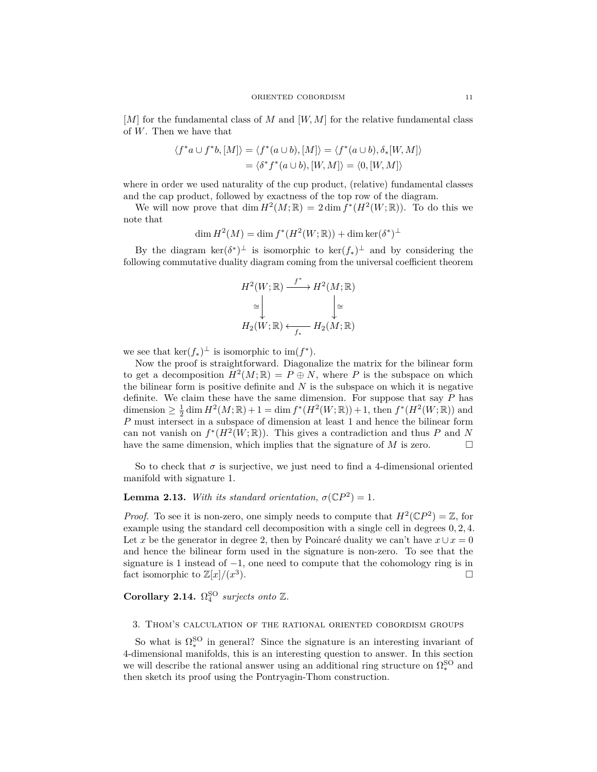$[M]$ for the fundamental class of $M$ and $[W, M]$ for the relative fundamental class of $W$. Then we have that

$$\begin{aligned}\langle f^*a \cup f^*b, [M]\rangle &= \langle f^*(a \cup b), [M]\rangle = \langle f^*(a \cup b), \delta_*[W, M]\rangle \\ &= \langle \delta^* f^*(a \cup b), [W, M]\rangle = \langle 0, [W, M]\rangle\end{aligned}$$

where in order we used naturality of the cup product, (relative) fundamental classes and the cap product, followed by exactness of the top row of the diagram.

We will now prove that $\dim H^2(M; \mathbb{R}) = 2 \dim f^*(H^2(W; \mathbb{R}))$. To do this we note that

$$\dim H^2(M) = \dim f^*(H^2(W; \mathbb{R})) + \dim \ker(\delta^*)^\perp$$

By the diagram $\ker(\delta^*)^\perp$ is isomorphic to $\ker(f_*)^\perp$ and by considering the following commutative duality diagram coming from the universal coefficient theorem

$$\begin{array}{ccc} H^2(W; \mathbb{R}) & \xrightarrow{f^*} & H^2(M; \mathbb{R}) \\ \cong \downarrow & & \downarrow \cong \\ H_2(W; \mathbb{R}) & \xleftarrow[f_*]{} & H_2(M; \mathbb{R}) \end{array}$$

we see that $\ker(f_*)^\perp$ is isomorphic to $\mathrm{im}(f^*)$.

Now the proof is straightforward. Diagonalize the matrix for the bilinear form to get a decomposition $H^2(M; \mathbb{R}) = P \oplus N$, where $P$ is the subspace on which the bilinear form is positive definite and $N$ is the subspace on which it is negative definite. We claim these have the same dimension. For suppose that say $P$ has dimension $\geq \frac{1}{2} \dim H^2(M; \mathbb{R}) + 1 = \dim f^*(H^2(W; \mathbb{R})) + 1$, then $f^*(H^2(W; \mathbb{R}))$ and $P$ must intersect in a subspace of dimension at least 1 and hence the bilinear form can not vanish on $f^*(H^2(W; \mathbb{R}))$. This gives a contradiction and thus $P$ and $N$ have the same dimension, which implies that the signature of $M$ is zero. □

So to check that $\sigma$ is surjective, we just need to find a 4-dimensional oriented manifold with signature 1.

**Lemma 2.13.** *With its standard orientation, $\sigma(\mathbb{C}P^2) = 1$.*

*Proof.* To see it is non-zero, one simply needs to compute that $H^2(\mathbb{C}P^2) = \mathbb{Z}$, for example using the standard cell decomposition with a single cell in degrees $0, 2, 4$. Let $x$ be the generator in degree 2, then by Poincaré duality we can't have $x \cup x = 0$ and hence the bilinear form used in the signature is non-zero. To see that the signature is 1 instead of $-1$, one need to compute that the cohomology ring is in fact isomorphic to $\mathbb{Z}[x]/(x^3)$. □

**Corollary 2.14.** *$\Omega_4^{\mathrm{SO}}$ surjects onto $\mathbb{Z}$.*

## 3. Thom's calculation of the rational oriented cobordism groups

So what is $\Omega_*^{\mathrm{SO}}$ in general? Since the signature is an interesting invariant of 4-dimensional manifolds, this is an interesting question to answer. In this section we will describe the rational answer using an additional ring structure on $\Omega_*^{\mathrm{SO}}$ and then sketch its proof using the Pontryagin-Thom construction.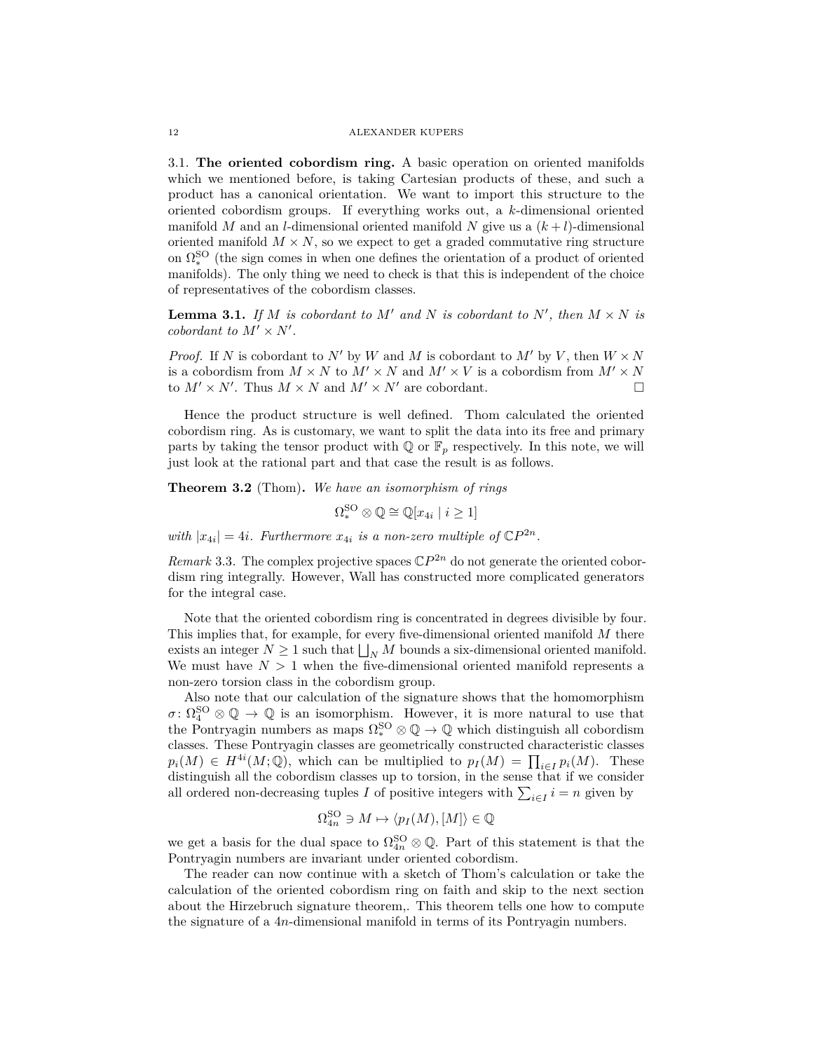### 3.1. **The oriented cobordism ring.**

A basic operation on oriented manifolds which we mentioned before, is taking Cartesian products of these, and such a product has a canonical orientation. We want to import this structure to the oriented cobordism groups. If everything works out, a $k$-dimensional oriented manifold $M$ and an $l$-dimensional oriented manifold $N$ give us a $(k+l)$-dimensional oriented manifold $M \times N$, so we expect to get a graded commutative ring structure on $\Omega_*^{\mathrm{SO}}$ (the sign comes in when one defines the orientation of a product of oriented manifolds). The only thing we need to check is that this is independent of the choice of representatives of the cobordism classes.

**Lemma 3.1.** *If $M$ is cobordant to $M'$ and $N$ is cobordant to $N'$, then $M \times N$ is cobordant to $M' \times N'$.*

*Proof.* If $N$ is cobordant to $N'$ by $W$ and $M$ is cobordant to $M'$ by $V$, then $W \times N$ is a cobordism from $M \times N$ to $M' \times N$ and $M' \times V$ is a cobordism from $M' \times N$ to $M' \times N'$. Thus $M \times N$ and $M' \times N'$ are cobordant. □

Hence the product structure is well defined. Thom calculated the oriented cobordism ring. As is customary, we want to split the data into its free and primary parts by taking the tensor product with $\mathbb{Q}$ or $\mathbb{F}_p$ respectively. In this note, we will just look at the rational part and that case the result is as follows.

**Theorem 3.2** (Thom)**.** *We have an isomorphism of rings*

$$\Omega_*^{\mathrm{SO}} \otimes \mathbb{Q} \cong \mathbb{Q}[x_{4i} \mid i \geq 1]$$

*with $|x_{4i}| = 4i$. Furthermore $x_{4i}$ is a non-zero multiple of $\mathbb{C}P^{2n}$.*

*Remark* 3.3. The complex projective spaces $\mathbb{C}P^{2n}$ do not generate the oriented cobordism ring integrally. However, Wall has constructed more complicated generators for the integral case.

Note that the oriented cobordism ring is concentrated in degrees divisible by four. This implies that, for example, for every five-dimensional oriented manifold $M$ there exists an integer $N \geq 1$ such that $\bigsqcup_N M$ bounds a six-dimensional oriented manifold. We must have $N > 1$ when the five-dimensional oriented manifold represents a non-zero torsion class in the cobordism group.

Also note that our calculation of the signature shows that the homomorphism $\sigma \colon \Omega_4^{\mathrm{SO}} \otimes \mathbb{Q} \to \mathbb{Q}$ is an isomorphism. However, it is more natural to use that the Pontryagin numbers as maps $\Omega_*^{\mathrm{SO}} \otimes \mathbb{Q} \to \mathbb{Q}$ which distinguish all cobordism classes. These Pontryagin classes are geometrically constructed characteristic classes $p_i(M) \in H^{4i}(M; \mathbb{Q})$, which can be multiplied to $p_I(M) = \prod_{i \in I} p_i(M)$. These distinguish all the cobordism classes up to torsion, in the sense that if we consider all ordered non-decreasing tuples $I$ of positive integers with $\sum_{i \in I} i = n$ given by

$$\Omega_{4n}^{\mathrm{SO}} \ni M \mapsto \langle p_I(M), [M] \rangle \in \mathbb{Q}$$

we get a basis for the dual space to $\Omega_{4n}^{\mathrm{SO}} \otimes \mathbb{Q}$. Part of this statement is that the Pontryagin numbers are invariant under oriented cobordism.

The reader can now continue with a sketch of Thom's calculation or take the calculation of the oriented cobordism ring on faith and skip to the next section about the Hirzebruch signature theorem,. This theorem tells one how to compute the signature of a $4n$-dimensional manifold in terms of its Pontryagin numbers.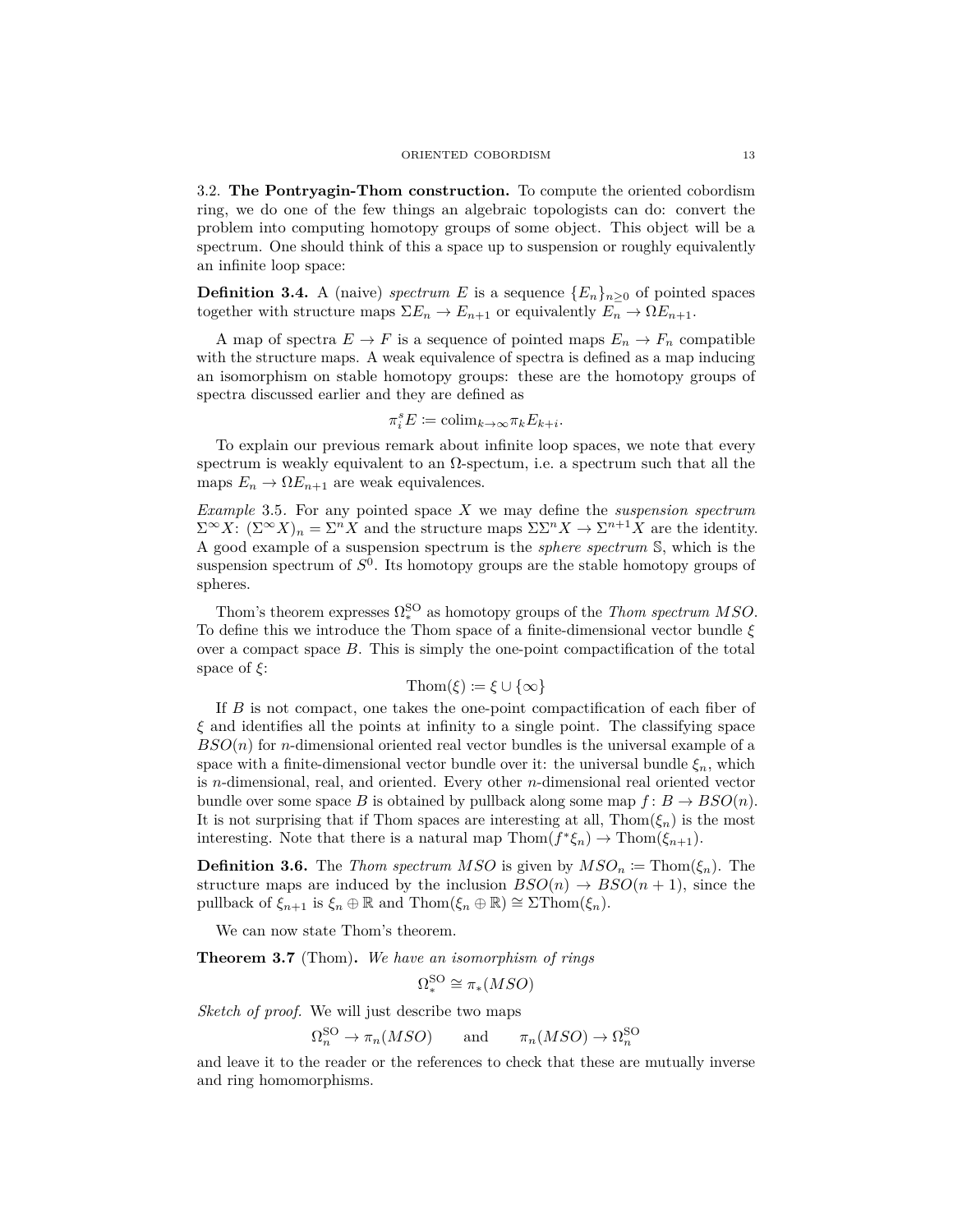### 3.2. **The Pontryagin-Thom construction.**

To compute the oriented cobordism ring, we do one of the few things an algebraic topologists can do: convert the problem into computing homotopy groups of some object. This object will be a spectrum. One should think of this a space up to suspension or roughly equivalently an infinite loop space:

**Definition 3.4.** A (naive) *spectrum* $E$ is a sequence $\{E_n\}_{n\geq 0}$ of pointed spaces together with structure maps $\Sigma E_n \to E_{n+1}$ or equivalently $E_n \to \Omega E_{n+1}$.

A map of spectra $E \to F$ is a sequence of pointed maps $E_n \to F_n$ compatible with the structure maps. A weak equivalence of spectra is defined as a map inducing an isomorphism on stable homotopy groups: these are the homotopy groups of spectra discussed earlier and they are defined as

$$\pi_i^s E := \mathrm{colim}_{k\to\infty} \pi_k E_{k+i}.$$

To explain our previous remark about infinite loop spaces, we note that every spectrum is weakly equivalent to an $\Omega$-spectrum, i.e. a spectrum such that all the maps $E_n \to \Omega E_{n+1}$ are weak equivalences.

*Example* 3.5. For any pointed space $X$ we may define the *suspension spectrum* $\Sigma^\infty X$: $(\Sigma^\infty X)_n = \Sigma^n X$ and the structure maps $\Sigma\Sigma^n X \to \Sigma^{n+1} X$ are the identity. A good example of a suspension spectrum is the *sphere spectrum* $\mathbb{S}$, which is the suspension spectrum of $S^0$. Its homotopy groups are the stable homotopy groups of spheres.

Thom's theorem expresses $\Omega_*^{\mathrm{SO}}$ as homotopy groups of the *Thom spectrum $MSO$*. To define this we introduce the Thom space of a finite-dimensional vector bundle $\xi$ over a compact space $B$. This is simply the one-point compactification of the total space of $\xi$:

$$\mathrm{Thom}(\xi) := \xi \cup \{\infty\}$$

If $B$ is not compact, one takes the one-point compactification of each fiber of $\xi$ and identifies all the points at infinity to a single point. The classifying space $BSO(n)$ for $n$-dimensional oriented real vector bundles is the universal example of a space with a finite-dimensional vector bundle over it: the universal bundle $\xi_n$, which is $n$-dimensional, real, and oriented. Every other $n$-dimensional real oriented vector bundle over some space $B$ is obtained by pullback along some map $f\colon B \to BSO(n)$. It is not surprising that if Thom spaces are interesting at all, $\mathrm{Thom}(\xi_n)$ is the most interesting. Note that there is a natural map $\mathrm{Thom}(f^*\xi_n) \to \mathrm{Thom}(\xi_{n+1})$.

**Definition 3.6.** The *Thom spectrum $MSO$* is given by $MSO_n := \mathrm{Thom}(\xi_n)$. The structure maps are induced by the inclusion $BSO(n) \to BSO(n+1)$, since the pullback of $\xi_{n+1}$ is $\xi_n \oplus \mathbb{R}$ and $\mathrm{Thom}(\xi_n \oplus \mathbb{R}) \cong \Sigma\mathrm{Thom}(\xi_n)$.

We can now state Thom's theorem.

**Theorem 3.7** (Thom)**.** *We have an isomorphism of rings*

$$\Omega_*^{\mathrm{SO}} \cong \pi_*(MSO)$$

*Sketch of proof.* We will just describe two maps

$$\Omega_n^{\mathrm{SO}} \to \pi_n(MSO) \qquad \text{and} \qquad \pi_n(MSO) \to \Omega_n^{\mathrm{SO}}$$

and leave it to the reader or the references to check that these are mutually inverse and ring homomorphisms.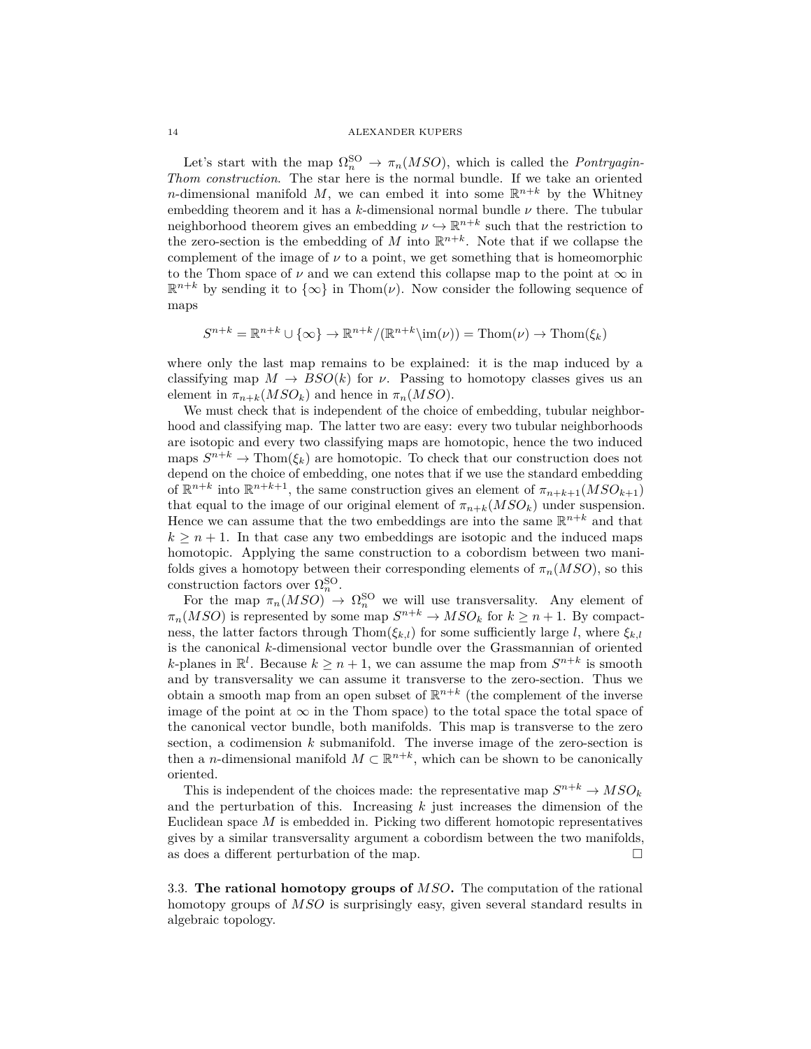Let's start with the map $\Omega_n^{\mathrm{SO}} \to \pi_n(MSO)$, which is called the *Pontryagin-Thom construction*. The star here is the normal bundle. If we take an oriented $n$-dimensional manifold $M$, we can embed it into some $\mathbb{R}^{n+k}$ by the Whitney embedding theorem and it has a $k$-dimensional normal bundle $\nu$ there. The tubular neighborhood theorem gives an embedding $\nu \hookrightarrow \mathbb{R}^{n+k}$ such that the restriction to the zero-section is the embedding of $M$ into $\mathbb{R}^{n+k}$. Note that if we collapse the complement of the image of $\nu$ to a point, we get something that is homeomorphic to the Thom space of $\nu$ and we can extend this collapse map to the point at $\infty$ in $\mathbb{R}^{n+k}$ by sending it to $\{\infty\}$ in $\mathrm{Thom}(\nu)$. Now consider the following sequence of maps

$$S^{n+k} = \mathbb{R}^{n+k} \cup \{\infty\} \to \mathbb{R}^{n+k}/(\mathbb{R}^{n+k} \backslash \mathrm{im}(\nu)) = \mathrm{Thom}(\nu) \to \mathrm{Thom}(\xi_k)$$

where only the last map remains to be explained: it is the map induced by a classifying map $M \to BSO(k)$ for $\nu$. Passing to homotopy classes gives us an element in $\pi_{n+k}(MSO_k)$ and hence in $\pi_n(MSO)$.

We must check that is independent of the choice of embedding, tubular neighborhood and classifying map. The latter two are easy: every two tubular neighborhoods are isotopic and every two classifying maps are homotopic, hence the two induced maps $S^{n+k} \to \mathrm{Thom}(\xi_k)$ are homotopic. To check that our construction does not depend on the choice of embedding, one notes that if we use the standard embedding of $\mathbb{R}^{n+k}$ into $\mathbb{R}^{n+k+1}$, the same construction gives an element of $\pi_{n+k+1}(MSO_{k+1})$ that equal to the image of our original element of $\pi_{n+k}(MSO_k)$ under suspension. Hence we can assume that the two embeddings are into the same $\mathbb{R}^{n+k}$ and that $k \geq n+1$. In that case any two embeddings are isotopic and the induced maps homotopic. Applying the same construction to a cobordism between two manifolds gives a homotopy between their corresponding elements of $\pi_n(MSO)$, so this construction factors over $\Omega_n^{\mathrm{SO}}$.

For the map $\pi_n(MSO) \to \Omega_n^{\mathrm{SO}}$ we will use transversality. Any element of $\pi_n(MSO)$ is represented by some map $S^{n+k} \to MSO_k$ for $k \geq n+1$. By compactness, the latter factors through $\mathrm{Thom}(\xi_{k,l})$ for some sufficiently large $l$, where $\xi_{k,l}$ is the canonical $k$-dimensional vector bundle over the Grassmannian of oriented $k$-planes in $\mathbb{R}^l$. Because $k \geq n+1$, we can assume the map from $S^{n+k}$ is smooth and by transversality we can assume it transverse to the zero-section. Thus we obtain a smooth map from an open subset of $\mathbb{R}^{n+k}$ (the complement of the inverse image of the point at $\infty$ in the Thom space) to the total space the total space of the canonical vector bundle, both manifolds. This map is transverse to the zero section, a codimension $k$ submanifold. The inverse image of the zero-section is then a $n$-dimensional manifold $M \subset \mathbb{R}^{n+k}$, which can be shown to be canonically oriented.

This is independent of the choices made: the representative map $S^{n+k} \to MSO_k$ and the perturbation of this. Increasing $k$ just increases the dimension of the Euclidean space $M$ is embedded in. Picking two different homotopic representatives gives by a similar transversality argument a cobordism between the two manifolds, as does a different perturbation of the map. □

### 3.3. The rational homotopy groups of $MSO$.

The computation of the rational homotopy groups of $MSO$ is surprisingly easy, given several standard results in algebraic topology.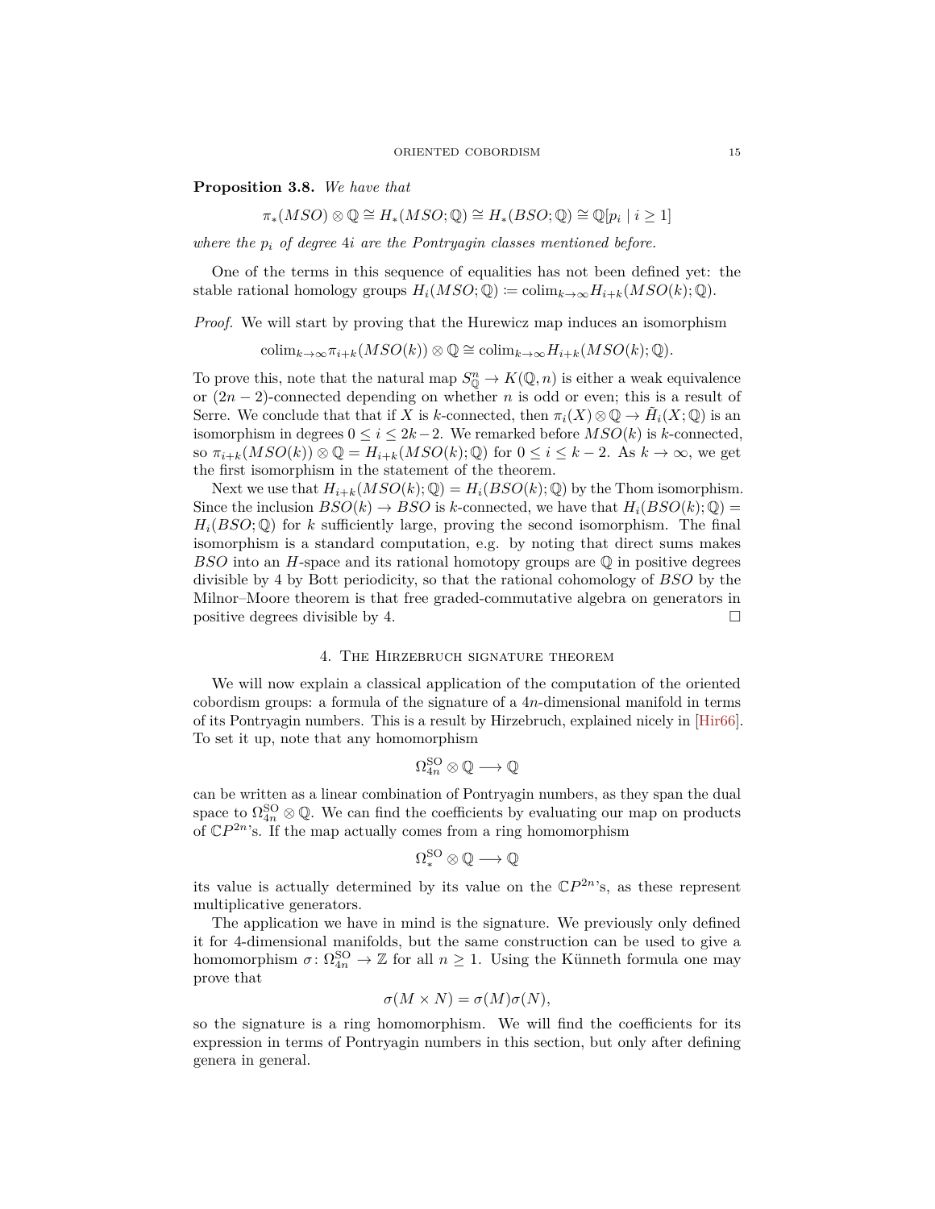**Proposition 3.8.** *We have that*

$$\pi_*(MSO) \otimes \mathbb{Q} \cong H_*(MSO;\mathbb{Q}) \cong H_*(BSO;\mathbb{Q}) \cong \mathbb{Q}[p_i \mid i \geq 1]$$

*where the $p_i$ of degree $4i$ are the Pontryagin classes mentioned before.*

One of the terms in this sequence of equalities has not been defined yet: the stable rational homology groups $H_i(MSO;\mathbb{Q}) \coloneqq \mathrm{colim}_{k\to\infty} H_{i+k}(MSO(k);\mathbb{Q})$.

*Proof.* We will start by proving that the Hurewicz map induces an isomorphism

$$\mathrm{colim}_{k\to\infty}\pi_{i+k}(MSO(k)) \otimes \mathbb{Q} \cong \mathrm{colim}_{k\to\infty} H_{i+k}(MSO(k);\mathbb{Q}).$$

To prove this, note that the natural map $S^n_{\mathbb{Q}} \to K(\mathbb{Q}, n)$ is either a weak equivalence or $(2n-2)$-connected depending on whether $n$ is odd or even; this is a result of Serre. We conclude that that if $X$ is $k$-connected, then $\pi_i(X) \otimes \mathbb{Q} \to \tilde{H}_i(X;\mathbb{Q})$ is an isomorphism in degrees $0 \leq i \leq 2k-2$. We remarked before $MSO(k)$ is $k$-connected, so $\pi_{i+k}(MSO(k)) \otimes \mathbb{Q} = H_{i+k}(MSO(k);\mathbb{Q})$ for $0 \leq i \leq k-2$. As $k \to \infty$, we get the first isomorphism in the statement of the theorem.

Next we use that $H_{i+k}(MSO(k);\mathbb{Q}) = H_i(BSO(k);\mathbb{Q})$ by the Thom isomorphism. Since the inclusion $BSO(k) \to BSO$ is $k$-connected, we have that $H_i(BSO(k);\mathbb{Q}) = H_i(BSO;\mathbb{Q})$ for $k$ sufficiently large, proving the second isomorphism. The final isomorphism is a standard computation, e.g. by noting that direct sums makes $BSO$ into an $H$-space and its rational homotopy groups are $\mathbb{Q}$ in positive degrees divisible by 4 by Bott periodicity, so that the rational cohomology of $BSO$ by the Milnor–Moore theorem is that free graded-commutative algebra on generators in positive degrees divisible by 4. □

## 4. The Hirzebruch signature theorem

We will now explain a classical application of the computation of the oriented cobordism groups: a formula of the signature of a $4n$-dimensional manifold in terms of its Pontryagin numbers. This is a result by Hirzebruch, explained nicely in [Hir66]. To set it up, note that any homomorphism

$$\Omega^{\mathrm{SO}}_{4n} \otimes \mathbb{Q} \longrightarrow \mathbb{Q}$$

can be written as a linear combination of Pontryagin numbers, as they span the dual space to $\Omega^{\mathrm{SO}}_{4n} \otimes \mathbb{Q}$. We can find the coefficients by evaluating our map on products of $\mathbb{C}P^{2n}$'s. If the map actually comes from a ring homomorphism

$$\Omega^{\mathrm{SO}}_{*} \otimes \mathbb{Q} \longrightarrow \mathbb{Q}$$

its value is actually determined by its value on the $\mathbb{C}P^{2n}$'s, as these represent multiplicative generators.

The application we have in mind is the signature. We previously only defined it for 4-dimensional manifolds, but the same construction can be used to give a homomorphism $\sigma\colon \Omega^{\mathrm{SO}}_{4n} \to \mathbb{Z}$ for all $n \geq 1$. Using the Künneth formula one may prove that

$$\sigma(M \times N) = \sigma(M)\sigma(N),$$

so the signature is a ring homomorphism. We will find the coefficients for its expression in terms of Pontryagin numbers in this section, but only after defining genera in general.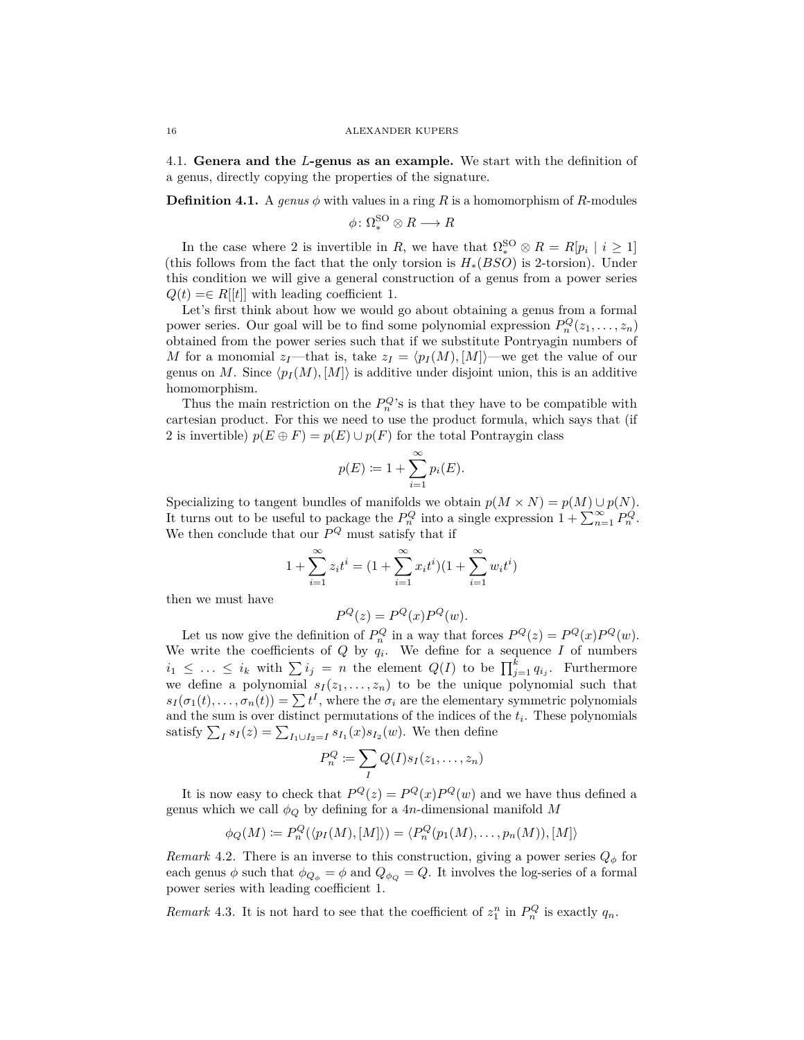### 4.1. Genera and the $L$-genus as an example.

We start with the definition of a genus, directly copying the properties of the signature.

**Definition 4.1.** A *genus* $\phi$ with values in a ring $R$ is a homomorphism of $R$-modules

$$\phi \colon \Omega_*^{\mathrm{SO}} \otimes R \longrightarrow R$$

In the case where 2 is invertible in $R$, we have that $\Omega_*^{\mathrm{SO}} \otimes R = R[p_i \mid i \geq 1]$ (this follows from the fact that the only torsion is $H_*(BSO)$ is 2-torsion). Under this condition we will give a general construction of a genus from a power series $Q(t) = \in R[[t]]$ with leading coefficient 1.

Let's first think about how we would go about obtaining a genus from a formal power series. Our goal will be to find some polynomial expression $P_n^Q(z_1, \ldots, z_n)$ obtained from the power series such that if we substitute Pontryagin numbers of $M$ for a monomial $z_I$—that is, take $z_I = \langle p_I(M), [M] \rangle$—we get the value of our genus on $M$. Since $\langle p_I(M), [M] \rangle$ is additive under disjoint union, this is an additive homomorphism.

Thus the main restriction on the $P_n^Q$'s is that they have to be compatible with cartesian product. For this we need to use the product formula, which says that (if 2 is invertible) $p(E \oplus F) = p(E) \cup p(F)$ for the total Pontraygin class

$$p(E) \coloneqq 1 + \sum_{i=1}^{\infty} p_i(E).$$

Specializing to tangent bundles of manifolds we obtain $p(M \times N) = p(M) \cup p(N)$. It turns out to be useful to package the $P_n^Q$ into a single expression $1 + \sum_{n=1}^{\infty} P_n^Q$. We then conclude that our $P^Q$ must satisfy that if

$$1 + \sum_{i=1}^{\infty} z_i t^i = (1 + \sum_{i=1}^{\infty} x_i t^i)(1 + \sum_{i=1}^{\infty} w_i t^i)$$

then we must have

$$P^Q(z) = P^Q(x) P^Q(w).$$

Let us now give the definition of $P_n^Q$ in a way that forces $P^Q(z) = P^Q(x)P^Q(w)$. We write the coefficients of $Q$ by $q_i$. We define for a sequence $I$ of numbers $i_1 \leq \ldots \leq i_k$ with $\sum i_j = n$ the element $Q(I)$ to be $\prod_{j=1}^{k} q_{i_j}$. Furthermore we define a polynomial $s_I(z_1, \ldots, z_n)$ to be the unique polynomial such that $s_I(\sigma_1(t), \ldots, \sigma_n(t)) = \sum t^I$, where the $\sigma_i$ are the elementary symmetric polynomials and the sum is over distinct permutations of the indices of the $t_i$. These polynomials satisfy $\sum_I s_I(z) = \sum_{I_1 \cup I_2 = I} s_{I_1}(x) s_{I_2}(w)$. We then define

$$P_n^Q \coloneqq \sum_I Q(I) s_I(z_1, \ldots, z_n)$$

It is now easy to check that $P^Q(z) = P^Q(x)P^Q(w)$ and we have thus defined a genus which we call $\phi_Q$ by defining for a $4n$-dimensional manifold $M$

$$\phi_Q(M) \coloneqq P_n^Q(\langle p_I(M), [M] \rangle) = \langle P_n^Q(p_1(M), \ldots, p_n(M)), [M] \rangle$$

*Remark* 4.2. There is an inverse to this construction, giving a power series $Q_\phi$ for each genus $\phi$ such that $\phi_{Q_\phi} = \phi$ and $Q_{\phi_Q} = Q$. It involves the log-series of a formal power series with leading coefficient 1.

*Remark* 4.3. It is not hard to see that the coefficient of $z_1^n$ in $P_n^Q$ is exactly $q_n$.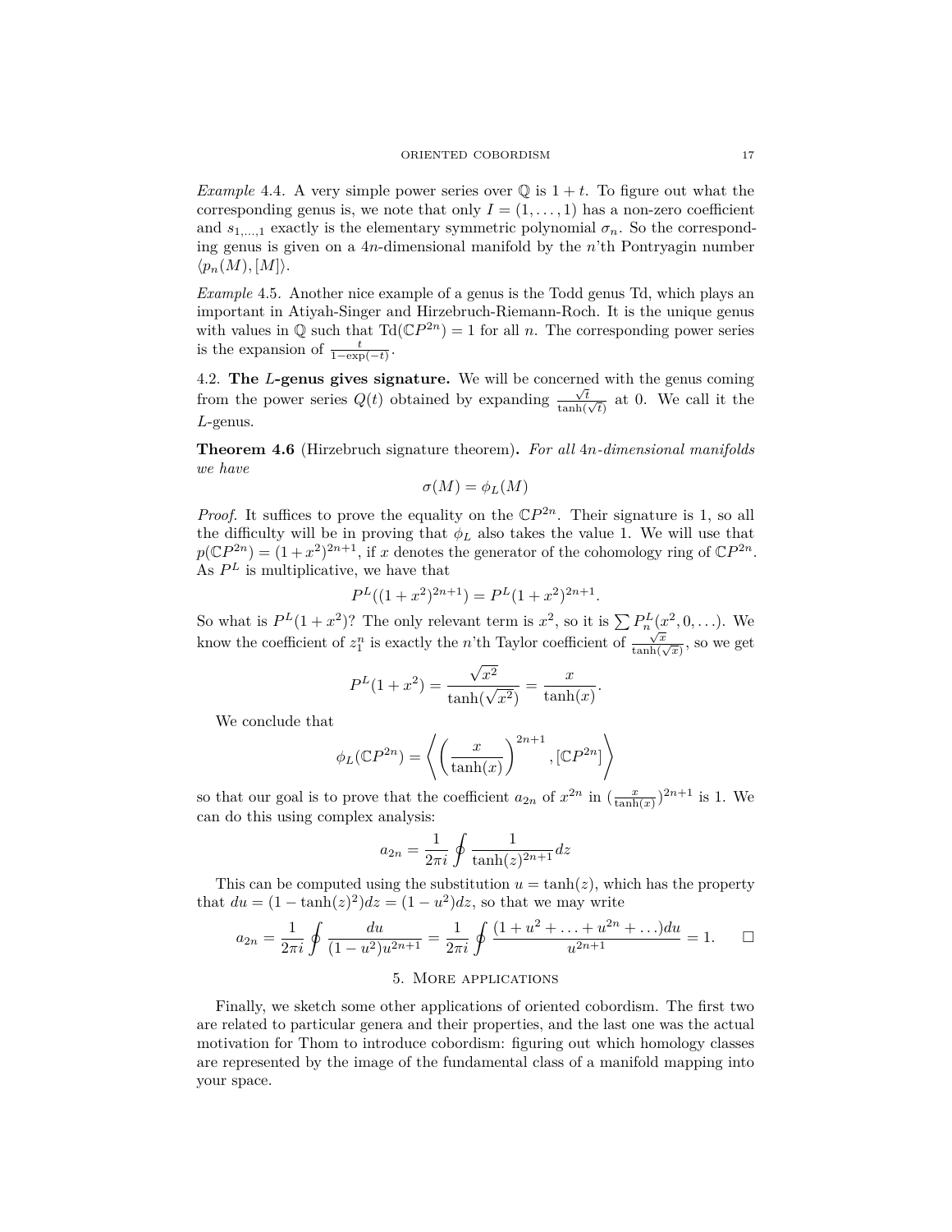*Example* 4.4. A very simple power series over $\mathbb{Q}$ is $1+t$. To figure out what the corresponding genus is, we note that only $I = (1, \ldots, 1)$ has a non-zero coefficient and $s_{1,\ldots,1}$ exactly is the elementary symmetric polynomial $\sigma_n$. So the corresponding genus is given on a $4n$-dimensional manifold by the $n$'th Pontryagin number $\langle p_n(M), [M] \rangle$.

*Example* 4.5. Another nice example of a genus is the Todd genus Td, which plays an important in Atiyah-Singer and Hirzebruch-Riemann-Roch. It is the unique genus with values in $\mathbb{Q}$ such that $\mathrm{Td}(\mathbb{C}P^{2n}) = 1$ for all $n$. The corresponding power series is the expansion of $\frac{t}{1-\exp(-t)}$.

4.2. **The $L$-genus gives signature.** We will be concerned with the genus coming from the power series $Q(t)$ obtained by expanding $\frac{\sqrt{t}}{\tanh(\sqrt{t})}$ at 0. We call it the $L$-genus.

**Theorem 4.6** (Hirzebruch signature theorem)**.** *For all $4n$-dimensional manifolds we have*

$$\sigma(M) = \phi_L(M)$$

*Proof.* It suffices to prove the equality on the $\mathbb{C}P^{2n}$. Their signature is 1, so all the difficulty will be in proving that $\phi_L$ also takes the value 1. We will use that $p(\mathbb{C}P^{2n}) = (1+x^2)^{2n+1}$, if $x$ denotes the generator of the cohomology ring of $\mathbb{C}P^{2n}$. As $P^L$ is multiplicative, we have that

$$P^L((1+x^2)^{2n+1}) = P^L(1+x^2)^{2n+1}.$$

So what is $P^L(1+x^2)$? The only relevant term is $x^2$, so it is $\sum P^L_n(x^2, 0, \ldots)$. We know the coefficient of $z_1^n$ is exactly the $n$'th Taylor coefficient of $\frac{\sqrt{x}}{\tanh(\sqrt{x})}$, so we get

$$P^L(1+x^2) = \frac{\sqrt{x^2}}{\tanh(\sqrt{x^2})} = \frac{x}{\tanh(x)}.$$

We conclude that

$$\phi_L(\mathbb{C}P^{2n}) = \left\langle \left( \frac{x}{\tanh(x)} \right)^{2n+1}, [\mathbb{C}P^{2n}] \right\rangle$$

so that our goal is to prove that the coefficient $a_{2n}$ of $x^{2n}$ in $(\frac{x}{\tanh(x)})^{2n+1}$ is 1. We can do this using complex analysis:

$$a_{2n} = \frac{1}{2\pi i} \oint \frac{1}{\tanh(z)^{2n+1}} dz$$

This can be computed using the substitution $u = \tanh(z)$, which has the property that $du = (1-\tanh(z)^2)dz = (1-u^2)dz$, so that we may write

$$a_{2n} = \frac{1}{2\pi i} \oint \frac{du}{(1-u^2)u^{2n+1}} = \frac{1}{2\pi i} \oint \frac{(1+u^2+\ldots+u^{2n}+\ldots)du}{u^{2n+1}} = 1. \qquad \square$$

## 5. More applications

Finally, we sketch some other applications of oriented cobordism. The first two are related to particular genera and their properties, and the last one was the actual motivation for Thom to introduce cobordism: figuring out which homology classes are represented by the image of the fundamental class of a manifold mapping into your space.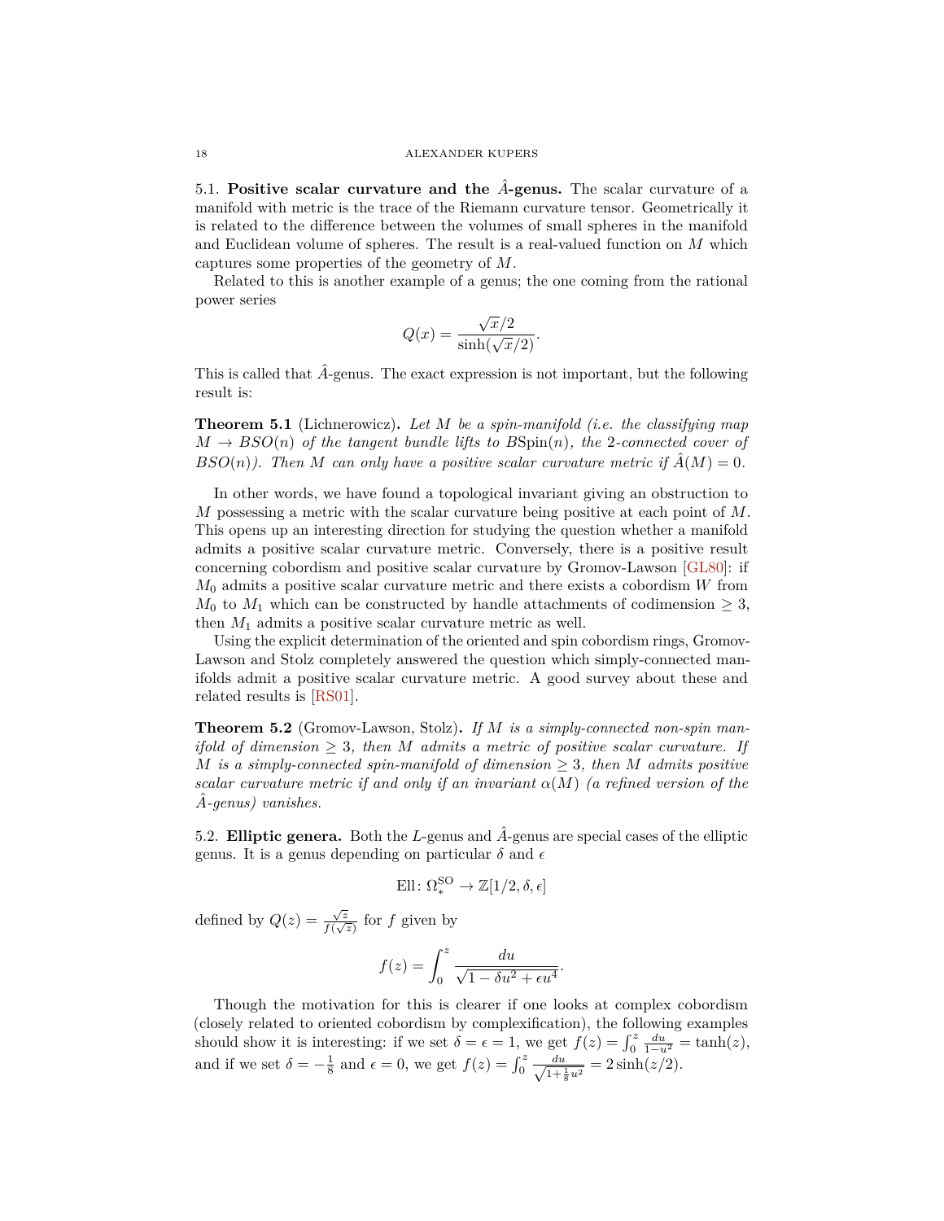### 5.1. Positive scalar curvature and the $\hat{A}$-genus.

The scalar curvature of a manifold with metric is the trace of the Riemann curvature tensor. Geometrically it is related to the difference between the volumes of small spheres in the manifold and Euclidean volume of spheres. The result is a real-valued function on $M$ which captures some properties of the geometry of $M$.

Related to this is another example of a genus; the one coming from the rational power series

$$Q(x) = \frac{\sqrt{x}/2}{\sinh(\sqrt{x}/2)}.$$

This is called that $\hat{A}$-genus. The exact expression is not important, but the following result is:

**Theorem 5.1** (Lichnerowicz)**.** *Let $M$ be a spin-manifold (i.e. the classifying map $M \to BSO(n)$ of the tangent bundle lifts to $B\mathrm{Spin}(n)$, the 2-connected cover of $BSO(n)$). Then $M$ can only have a positive scalar curvature metric if $\hat{A}(M) = 0$.*

In other words, we have found a topological invariant giving an obstruction to $M$ possessing a metric with the scalar curvature being positive at each point of $M$. This opens up an interesting direction for studying the question whether a manifold admits a positive scalar curvature metric. Conversely, there is a positive result concerning cobordism and positive scalar curvature by Gromov-Lawson [GL80]: if $M_0$ admits a positive scalar curvature metric and there exists a cobordism $W$ from $M_0$ to $M_1$ which can be constructed by handle attachments of codimension $\geq 3$, then $M_1$ admits a positive scalar curvature metric as well.

Using the explicit determination of the oriented and spin cobordism rings, Gromov-Lawson and Stolz completely answered the question which simply-connected manifolds admit a positive scalar curvature metric. A good survey about these and related results is [RS01].

**Theorem 5.2** (Gromov-Lawson, Stolz)**.** *If $M$ is a simply-connected non-spin manifold of dimension $\geq 3$, then $M$ admits a metric of positive scalar curvature. If $M$ is a simply-connected spin-manifold of dimension $\geq 3$, then $M$ admits positive scalar curvature metric if and only if an invariant $\alpha(M)$ (a refined version of the $\hat{A}$-genus) vanishes.*

### 5.2. Elliptic genera.

Both the $L$-genus and $\hat{A}$-genus are special cases of the elliptic genus. It is a genus depending on particular $\delta$ and $\epsilon$

$$\mathrm{Ell} \colon \Omega_*^{\mathrm{SO}} \to \mathbb{Z}[1/2, \delta, \epsilon]$$

defined by $Q(z) = \frac{\sqrt{z}}{f(\sqrt{z})}$ for $f$ given by

$$f(z) = \int_0^z \frac{du}{\sqrt{1 - \delta u^2 + \epsilon u^4}}.$$

Though the motivation for this is clearer if one looks at complex cobordism (closely related to oriented cobordism by complexification), the following examples should show it is interesting: if we set $\delta = \epsilon = 1$, we get $f(z) = \int_0^z \frac{du}{1-u^2} = \tanh(z)$, and if we set $\delta = -\frac{1}{8}$ and $\epsilon = 0$, we get $f(z) = \int_0^z \frac{du}{\sqrt{1+\frac{1}{8}u^2}} = 2\sinh(z/2)$.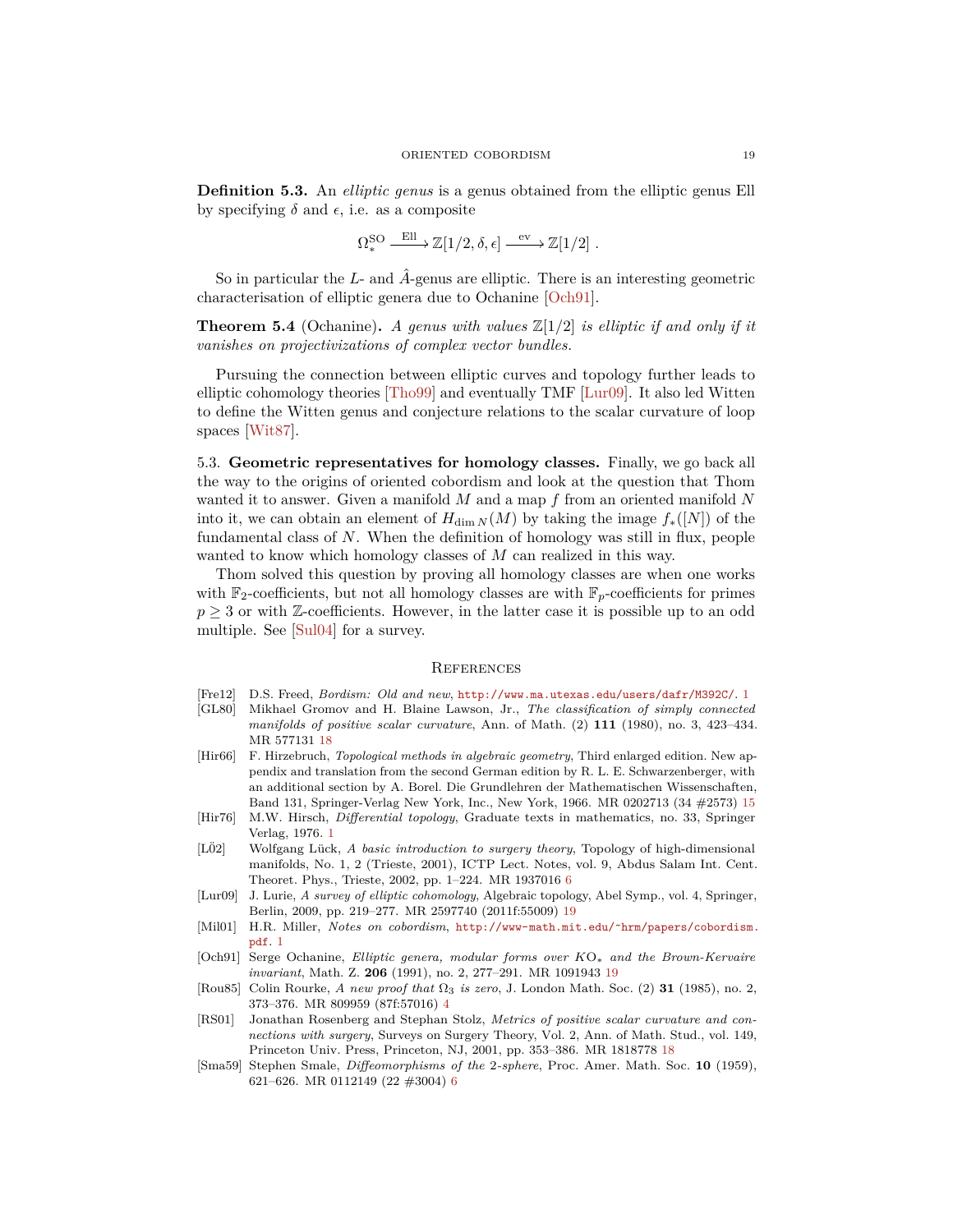**Definition 5.3.** An *elliptic genus* is a genus obtained from the elliptic genus Ell by specifying $\delta$ and $\epsilon$, i.e. as a composite

$$\Omega_*^{\mathrm{SO}} \xrightarrow{\mathrm{Ell}} \mathbb{Z}[1/2, \delta, \epsilon] \xrightarrow{\mathrm{ev}} \mathbb{Z}[1/2] \ .$$

So in particular the $L$- and $\hat{A}$-genus are elliptic. There is an interesting geometric characterisation of elliptic genera due to Ochanine [Och91].

**Theorem 5.4** (Ochanine)**.** *A genus with values $\mathbb{Z}[1/2]$ is elliptic if and only if it vanishes on projectivizations of complex vector bundles.*

Pursuing the connection between elliptic curves and topology further leads to elliptic cohomology theories [Tho99] and eventually TMF [Lur09]. It also led Witten to define the Witten genus and conjecture relations to the scalar curvature of loop spaces [Wit87].

5.3. **Geometric representatives for homology classes.** Finally, we go back all the way to the origins of oriented cobordism and look at the question that Thom wanted it to answer. Given a manifold $M$ and a map $f$ from an oriented manifold $N$ into it, we can obtain an element of $H_{\dim N}(M)$ by taking the image $f_*([N])$ of the fundamental class of $N$. When the definition of homology was still in flux, people wanted to know which homology classes of $M$ can realized in this way.

Thom solved this question by proving all homology classes are when one works with $\mathbb{F}_2$-coefficients, but not all homology classes are with $\mathbb{F}_p$-coefficients for primes $p \geq 3$ or with $\mathbb{Z}$-coefficients. However, in the latter case it is possible up to an odd multiple. See [Sul04] for a survey.

## References

- [Fre12] D.S. Freed, *Bordism: Old and new*, http://www.ma.utexas.edu/users/dafr/M392C/. 1
- [GL80] Mikhael Gromov and H. Blaine Lawson, Jr., *The classification of simply connected manifolds of positive scalar curvature*, Ann. of Math. (2) **111** (1980), no. 3, 423–434. MR 577131 18
- [Hir66] F. Hirzebruch, *Topological methods in algebraic geometry*, Third enlarged edition. New appendix and translation from the second German edition by R. L. E. Schwarzenberger, with an additional section by A. Borel. Die Grundlehren der Mathematischen Wissenschaften, Band 131, Springer-Verlag New York, Inc., New York, 1966. MR 0202713 (34 #2573) 15
- [Hir76] M.W. Hirsch, *Differential topology*, Graduate texts in mathematics, no. 33, Springer Verlag, 1976. 1
- [LÖ2] Wolfgang Lück, *A basic introduction to surgery theory*, Topology of high-dimensional manifolds, No. 1, 2 (Trieste, 2001), ICTP Lect. Notes, vol. 9, Abdus Salam Int. Cent. Theoret. Phys., Trieste, 2002, pp. 1–224. MR 1937016 6
- [Lur09] J. Lurie, *A survey of elliptic cohomology*, Algebraic topology, Abel Symp., vol. 4, Springer, Berlin, 2009, pp. 219–277. MR 2597740 (2011f:55009) 19
- [Mil01] H.R. Miller, *Notes on cobordism*, http://www-math.mit.edu/~hrm/papers/cobordism.pdf. 1
- [Och91] Serge Ochanine, *Elliptic genera, modular forms over $KO_*$ and the Brown-Kervaire invariant*, Math. Z. **206** (1991), no. 2, 277–291. MR 1091943 19
- [Rou85] Colin Rourke, *A new proof that $\Omega_3$ is zero*, J. London Math. Soc. (2) **31** (1985), no. 2, 373–376. MR 809959 (87f:57016) 4
- [RS01] Jonathan Rosenberg and Stephan Stolz, *Metrics of positive scalar curvature and connections with surgery*, Surveys on Surgery Theory, Vol. 2, Ann. of Math. Stud., vol. 149, Princeton Univ. Press, Princeton, NJ, 2001, pp. 353–386. MR 1818778 18
- [Sma59] Stephen Smale, *Diffeomorphisms of the 2-sphere*, Proc. Amer. Math. Soc. **10** (1959), 621–626. MR 0112149 (22 #3004) 6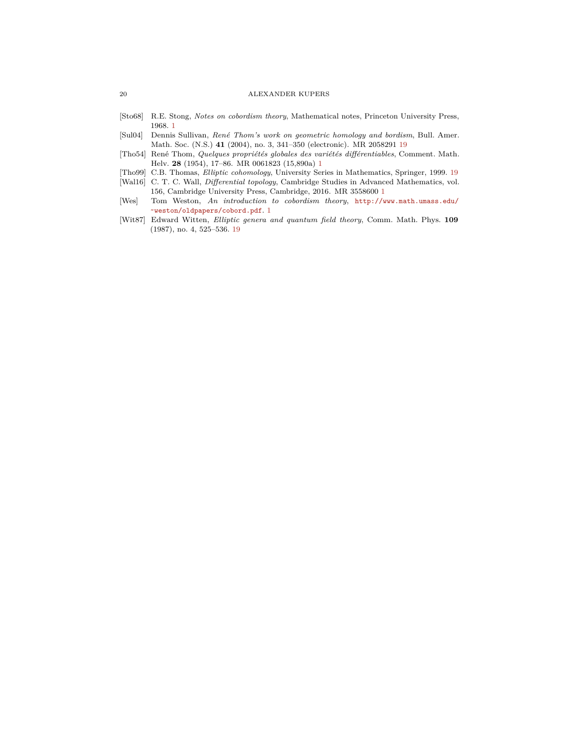[Sto68] R.E. Stong, *Notes on cobordism theory*, Mathematical notes, Princeton University Press, 1968. 1

[Sul04] Dennis Sullivan, *René Thom's work on geometric homology and bordism*, Bull. Amer. Math. Soc. (N.S.) **41** (2004), no. 3, 341–350 (electronic). MR 2058291 19

[Tho54] René Thom, *Quelques propriétés globales des variétés différentiables*, Comment. Math. Helv. **28** (1954), 17–86. MR 0061823 (15,890a) 1

[Tho99] C.B. Thomas, *Elliptic cohomology*, University Series in Mathematics, Springer, 1999. 19

[Wal16] C. T. C. Wall, *Differential topology*, Cambridge Studies in Advanced Mathematics, vol. 156, Cambridge University Press, Cambridge, 2016. MR 3558600 1

[Wes] Tom Weston, *An introduction to cobordism theory*, http://www.math.umass.edu/~weston/oldpapers/cobord.pdf. 1

[Wit87] Edward Witten, *Elliptic genera and quantum field theory*, Comm. Math. Phys. **109** (1987), no. 4, 525–536. 19